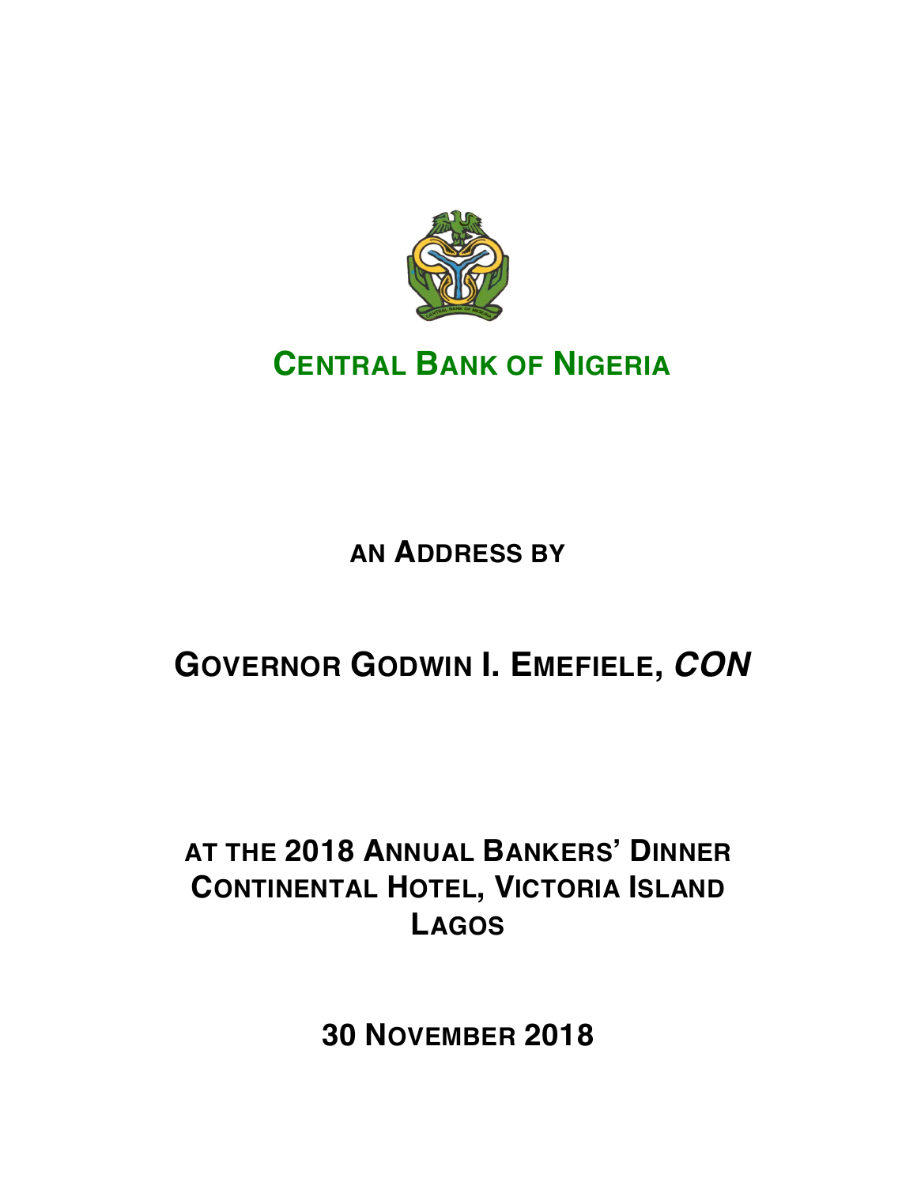# CENTRAL BANK OF NIGERIA

**AN ADDRESS BY**

## GOVERNOR GODWIN I. EMEFIELE, *CON*

**AT THE 2018 ANNUAL BANKERS' DINNER**
**CONTINENTAL HOTEL, VICTORIA ISLAND**
**LAGOS**

**30 NOVEMBER 2018**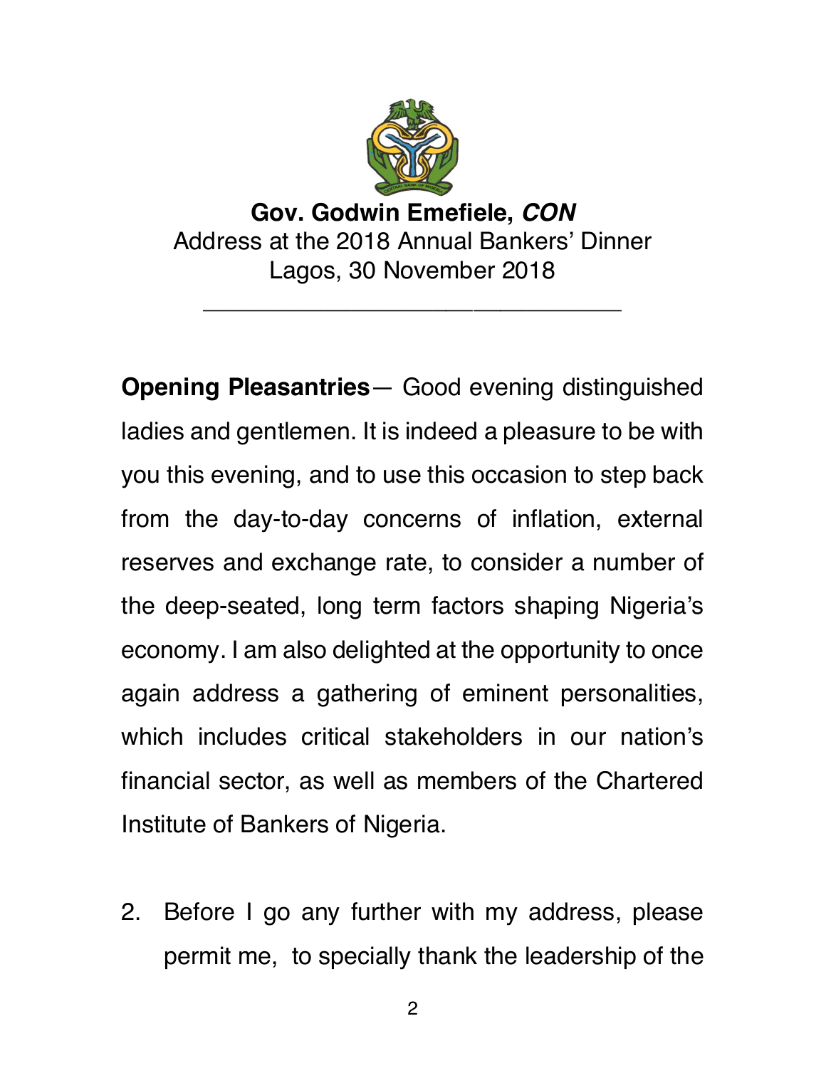**Gov. Godwin Emefiele, *CON***

Address at the 2018 Annual Bankers' Dinner

Lagos, 30 November 2018

---

**Opening Pleasantries**— Good evening distinguished ladies and gentlemen. It is indeed a pleasure to be with you this evening, and to use this occasion to step back from the day-to-day concerns of inflation, external reserves and exchange rate, to consider a number of the deep-seated, long term factors shaping Nigeria's economy. I am also delighted at the opportunity to once again address a gathering of eminent personalities, which includes critical stakeholders in our nation's financial sector, as well as members of the Chartered Institute of Bankers of Nigeria.

2. Before I go any further with my address, please permit me, to specially thank the leadership of the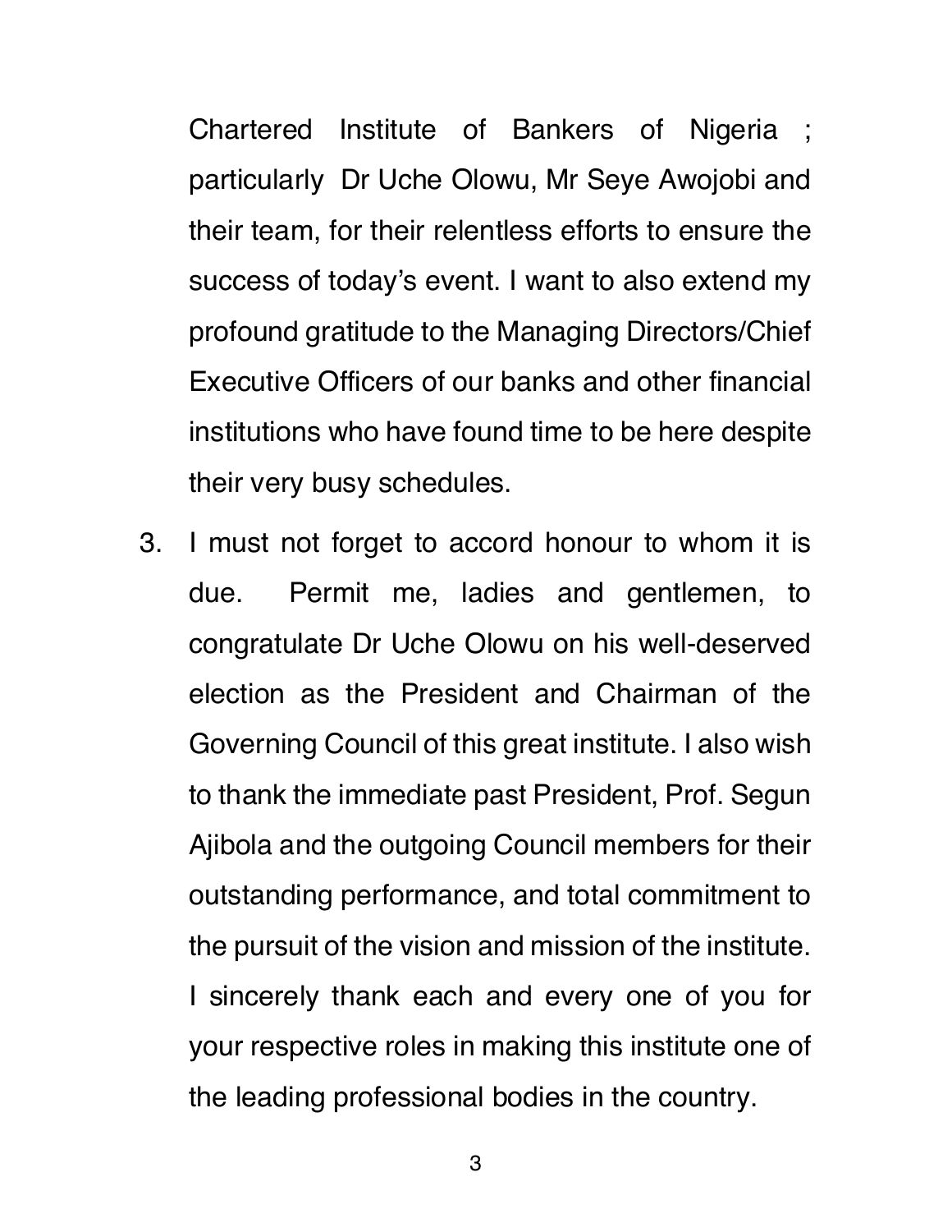Chartered Institute of Bankers of Nigeria ; particularly Dr Uche Olowu, Mr Seye Awojobi and their team, for their relentless efforts to ensure the success of today's event. I want to also extend my profound gratitude to the Managing Directors/Chief Executive Officers of our banks and other financial institutions who have found time to be here despite their very busy schedules.

3. I must not forget to accord honour to whom it is due. Permit me, ladies and gentlemen, to congratulate Dr Uche Olowu on his well-deserved election as the President and Chairman of the Governing Council of this great institute. I also wish to thank the immediate past President, Prof. Segun Ajibola and the outgoing Council members for their outstanding performance, and total commitment to the pursuit of the vision and mission of the institute. I sincerely thank each and every one of you for your respective roles in making this institute one of the leading professional bodies in the country.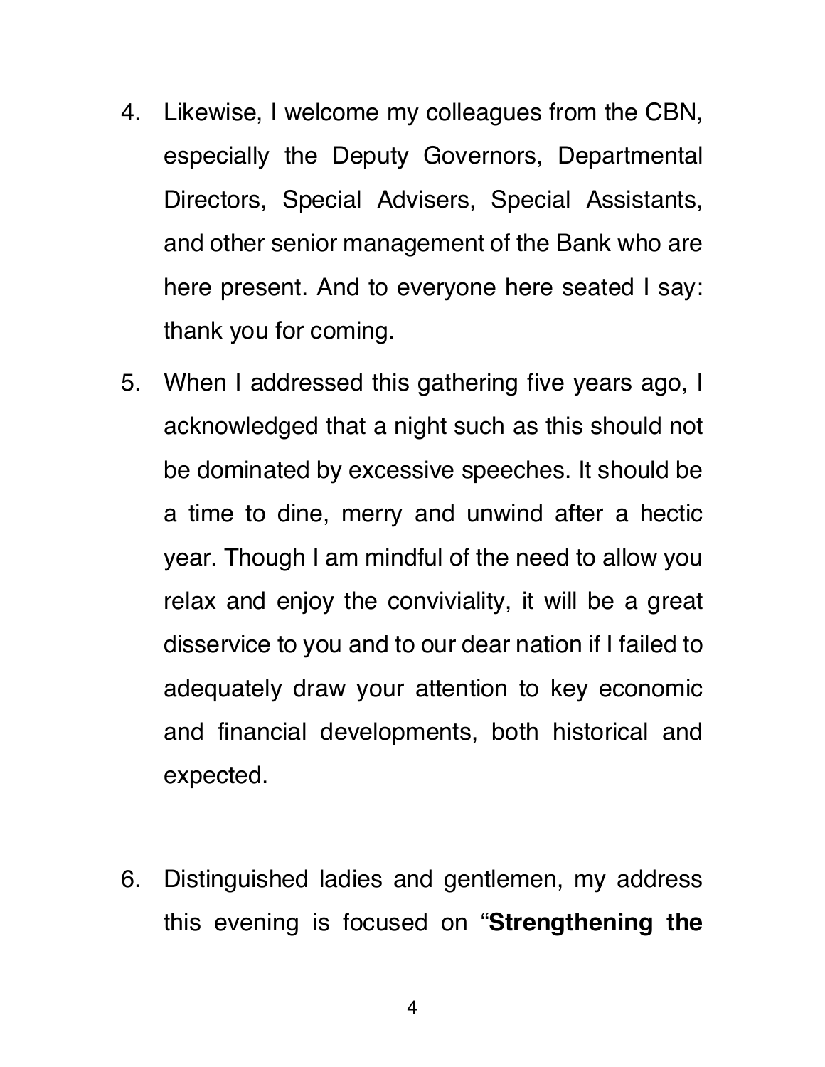4. Likewise, I welcome my colleagues from the CBN, especially the Deputy Governors, Departmental Directors, Special Advisers, Special Assistants, and other senior management of the Bank who are here present. And to everyone here seated I say: thank you for coming.

5. When I addressed this gathering five years ago, I acknowledged that a night such as this should not be dominated by excessive speeches. It should be a time to dine, merry and unwind after a hectic year. Though I am mindful of the need to allow you relax and enjoy the conviviality, it will be a great disservice to you and to our dear nation if I failed to adequately draw your attention to key economic and financial developments, both historical and expected.

6. Distinguished ladies and gentlemen, my address this evening is focused on "**Strengthening the**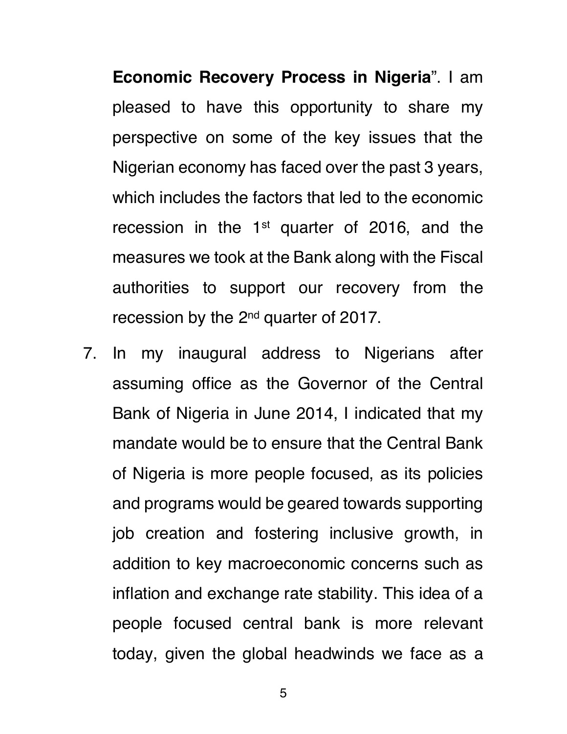**Economic Recovery Process in Nigeria**". I am pleased to have this opportunity to share my perspective on some of the key issues that the Nigerian economy has faced over the past 3 years, which includes the factors that led to the economic recession in the 1st quarter of 2016, and the measures we took at the Bank along with the Fiscal authorities to support our recovery from the recession by the 2nd quarter of 2017.

7. In my inaugural address to Nigerians after assuming office as the Governor of the Central Bank of Nigeria in June 2014, I indicated that my mandate would be to ensure that the Central Bank of Nigeria is more people focused, as its policies and programs would be geared towards supporting job creation and fostering inclusive growth, in addition to key macroeconomic concerns such as inflation and exchange rate stability. This idea of a people focused central bank is more relevant today, given the global headwinds we face as a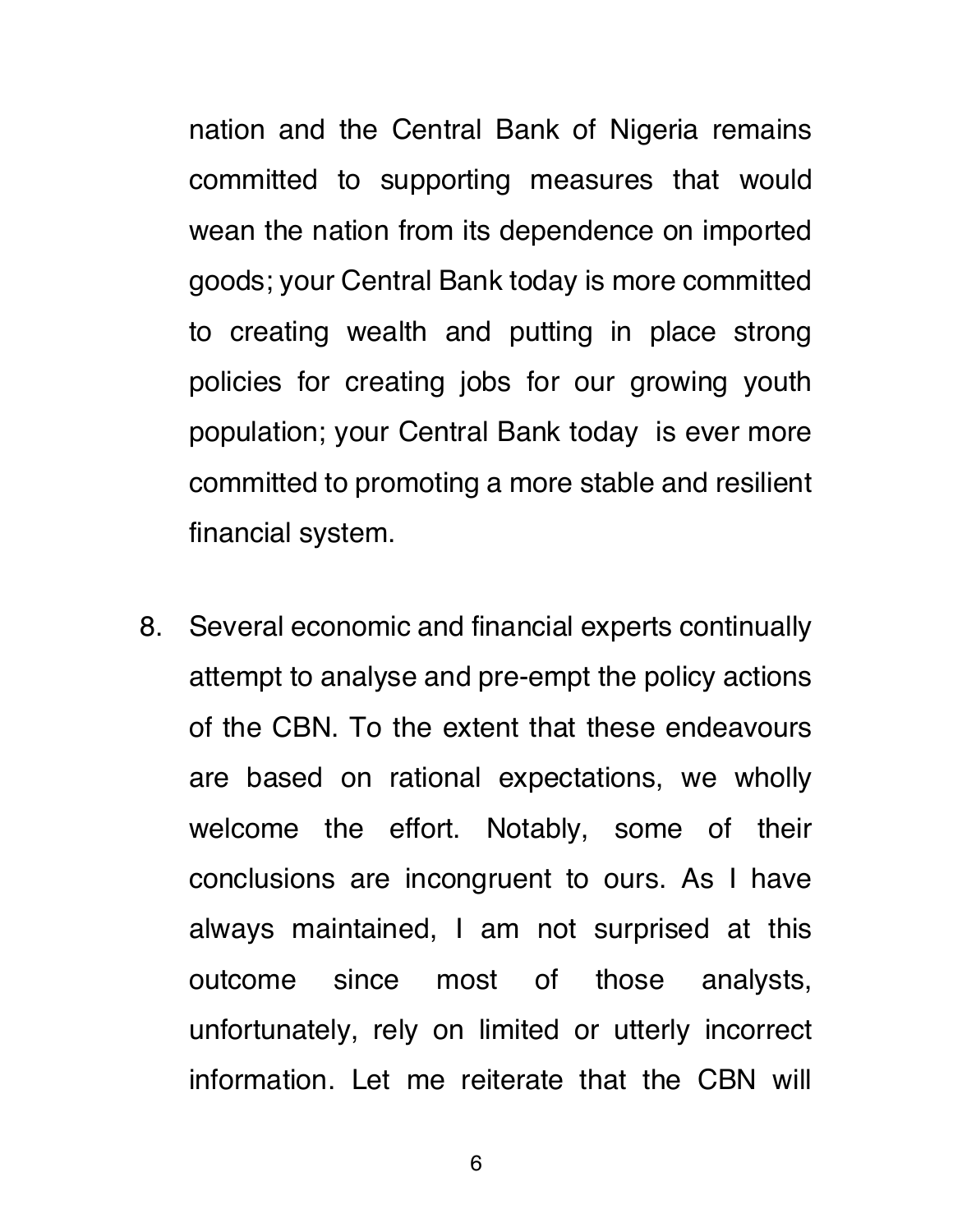nation and the Central Bank of Nigeria remains committed to supporting measures that would wean the nation from its dependence on imported goods; your Central Bank today is more committed to creating wealth and putting in place strong policies for creating jobs for our growing youth population; your Central Bank today is ever more committed to promoting a more stable and resilient financial system.

8. Several economic and financial experts continually attempt to analyse and pre-empt the policy actions of the CBN. To the extent that these endeavours are based on rational expectations, we wholly welcome the effort. Notably, some of their conclusions are incongruent to ours. As I have always maintained, I am not surprised at this outcome since most of those analysts, unfortunately, rely on limited or utterly incorrect information. Let me reiterate that the CBN will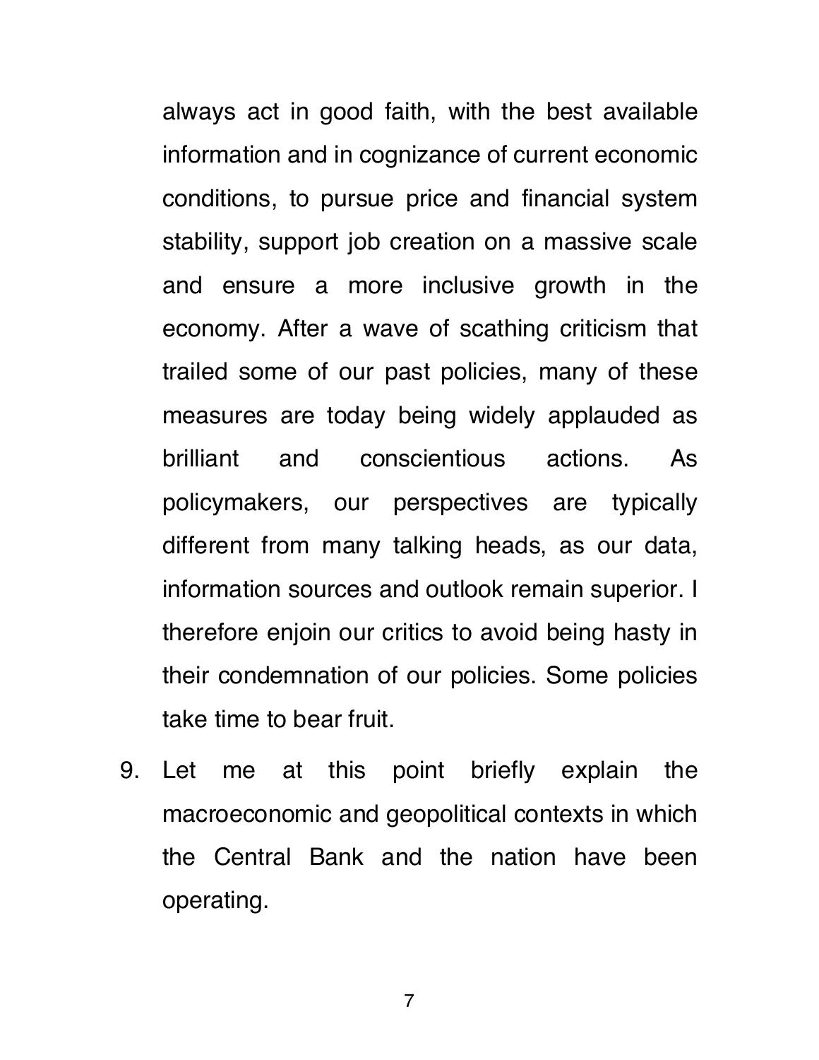always act in good faith, with the best available information and in cognizance of current economic conditions, to pursue price and financial system stability, support job creation on a massive scale and ensure a more inclusive growth in the economy. After a wave of scathing criticism that trailed some of our past policies, many of these measures are today being widely applauded as brilliant and conscientious actions. As policymakers, our perspectives are typically different from many talking heads, as our data, information sources and outlook remain superior. I therefore enjoin our critics to avoid being hasty in their condemnation of our policies. Some policies take time to bear fruit.

9. Let me at this point briefly explain the macroeconomic and geopolitical contexts in which the Central Bank and the nation have been operating.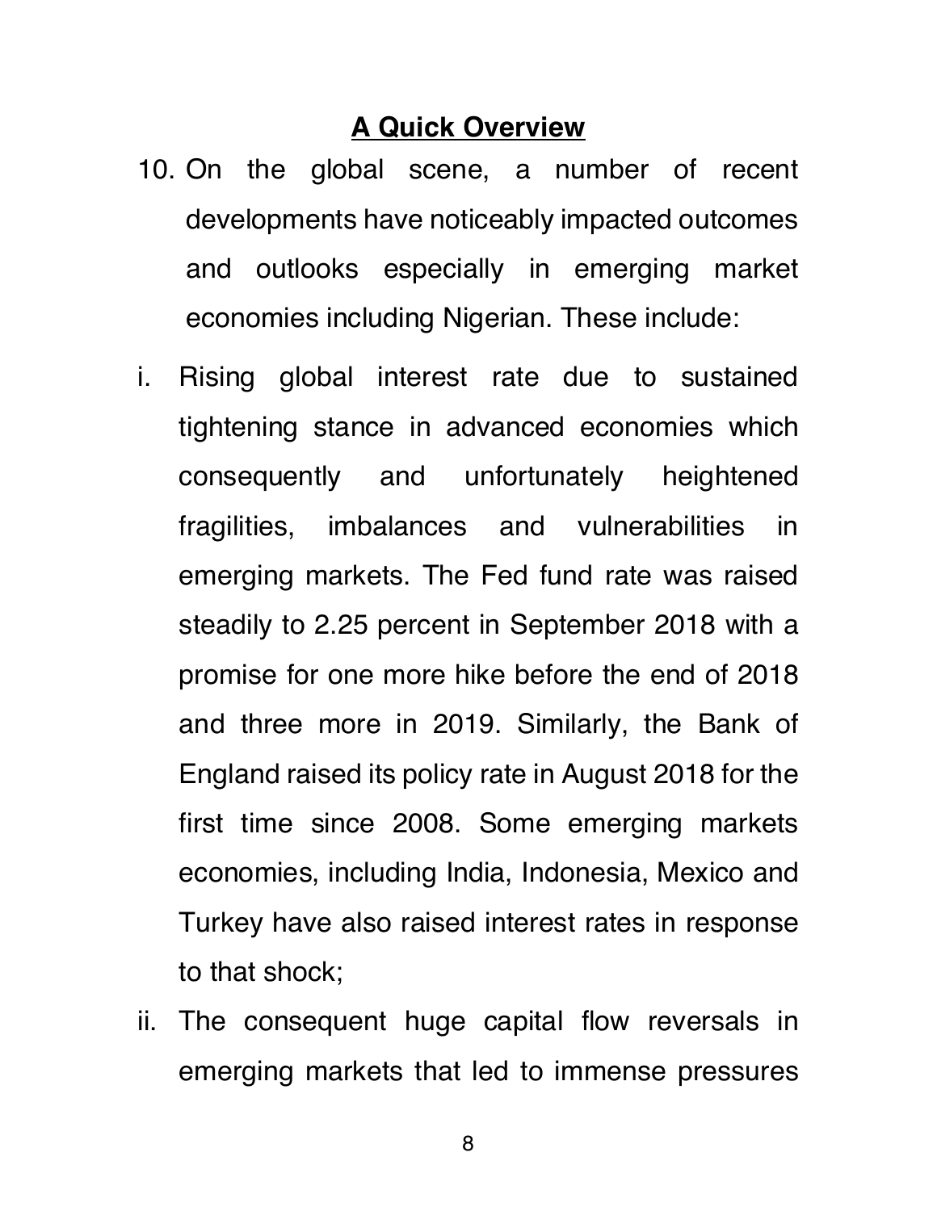## A Quick Overview

10. On the global scene, a number of recent developments have noticeably impacted outcomes and outlooks especially in emerging market economies including Nigerian. These include:

i. Rising global interest rate due to sustained tightening stance in advanced economies which consequently and unfortunately heightened fragilities, imbalances and vulnerabilities in emerging markets. The Fed fund rate was raised steadily to 2.25 percent in September 2018 with a promise for one more hike before the end of 2018 and three more in 2019. Similarly, the Bank of England raised its policy rate in August 2018 for the first time since 2008. Some emerging markets economies, including India, Indonesia, Mexico and Turkey have also raised interest rates in response to that shock;

ii. The consequent huge capital flow reversals in emerging markets that led to immense pressures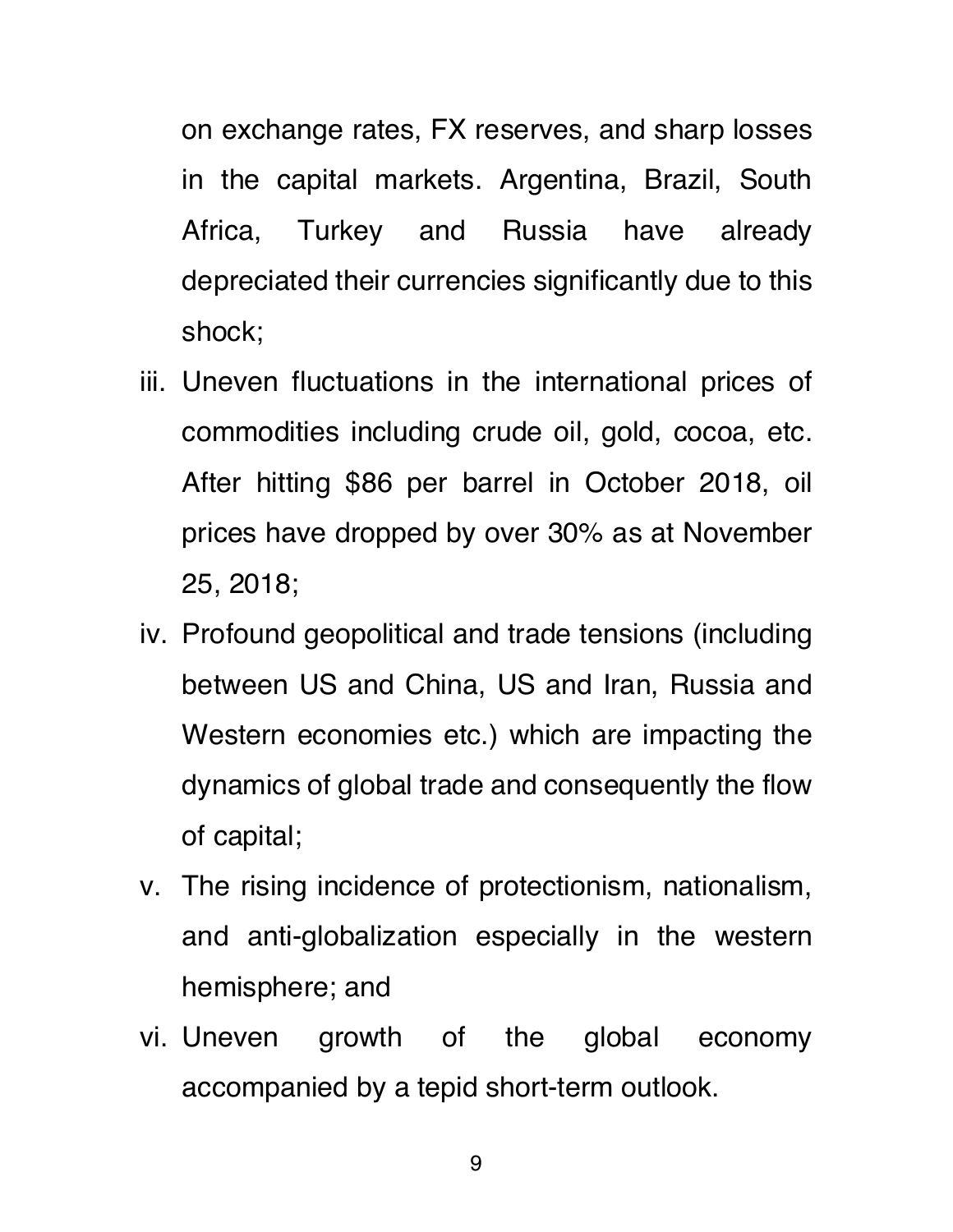on exchange rates, FX reserves, and sharp losses in the capital markets. Argentina, Brazil, South Africa, Turkey and Russia have already depreciated their currencies significantly due to this shock;

iii. Uneven fluctuations in the international prices of commodities including crude oil, gold, cocoa, etc. After hitting $86 per barrel in October 2018, oil prices have dropped by over 30% as at November 25, 2018;

iv. Profound geopolitical and trade tensions (including between US and China, US and Iran, Russia and Western economies etc.) which are impacting the dynamics of global trade and consequently the flow of capital;

v. The rising incidence of protectionism, nationalism, and anti-globalization especially in the western hemisphere; and

vi. Uneven growth of the global economy accompanied by a tepid short-term outlook.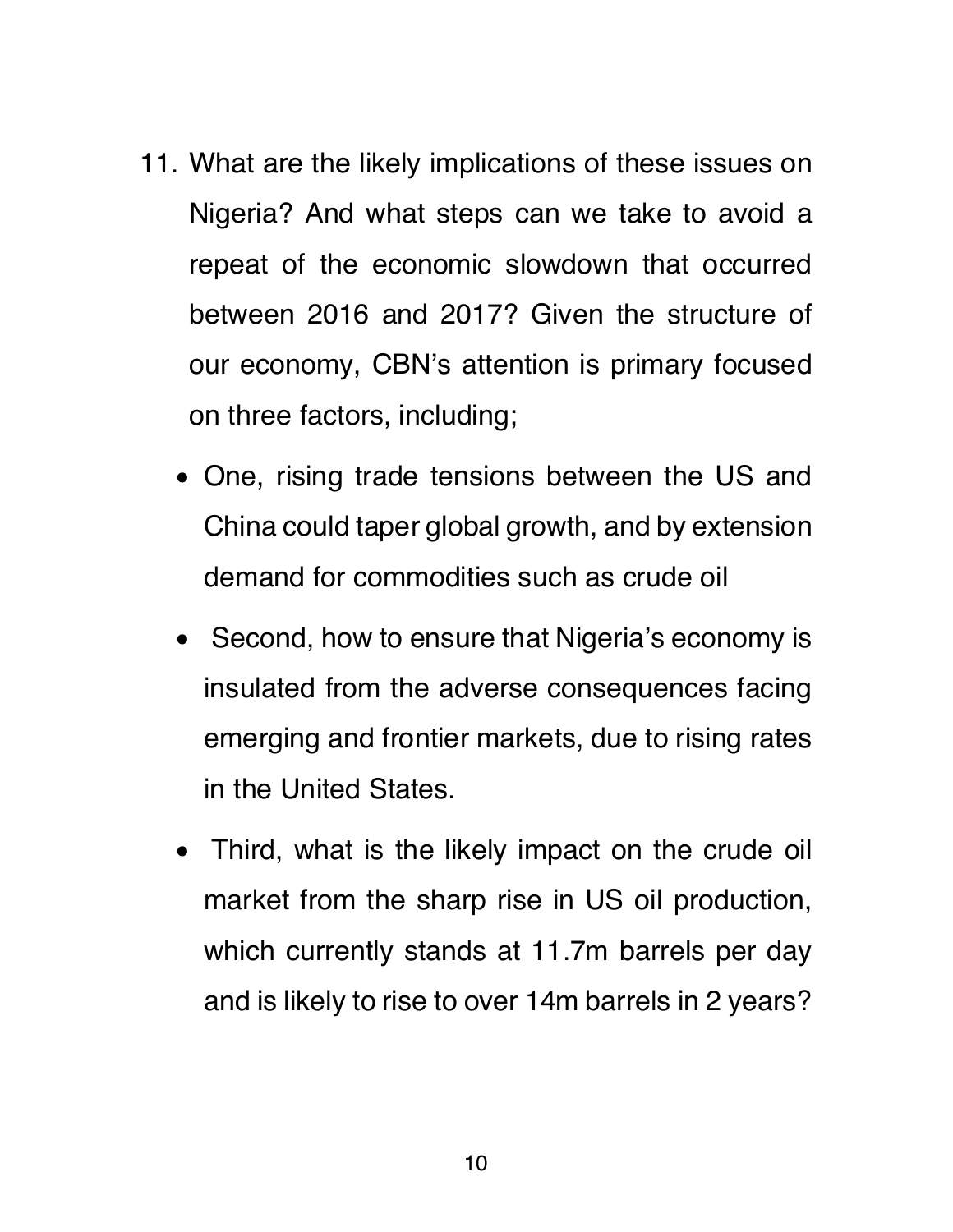11. What are the likely implications of these issues on Nigeria? And what steps can we take to avoid a repeat of the economic slowdown that occurred between 2016 and 2017? Given the structure of our economy, CBN's attention is primary focused on three factors, including;

    - One, rising trade tensions between the US and China could taper global growth, and by extension demand for commodities such as crude oil
    - Second, how to ensure that Nigeria's economy is insulated from the adverse consequences facing emerging and frontier markets, due to rising rates in the United States.
    - Third, what is the likely impact on the crude oil market from the sharp rise in US oil production, which currently stands at 11.7m barrels per day and is likely to rise to over 14m barrels in 2 years?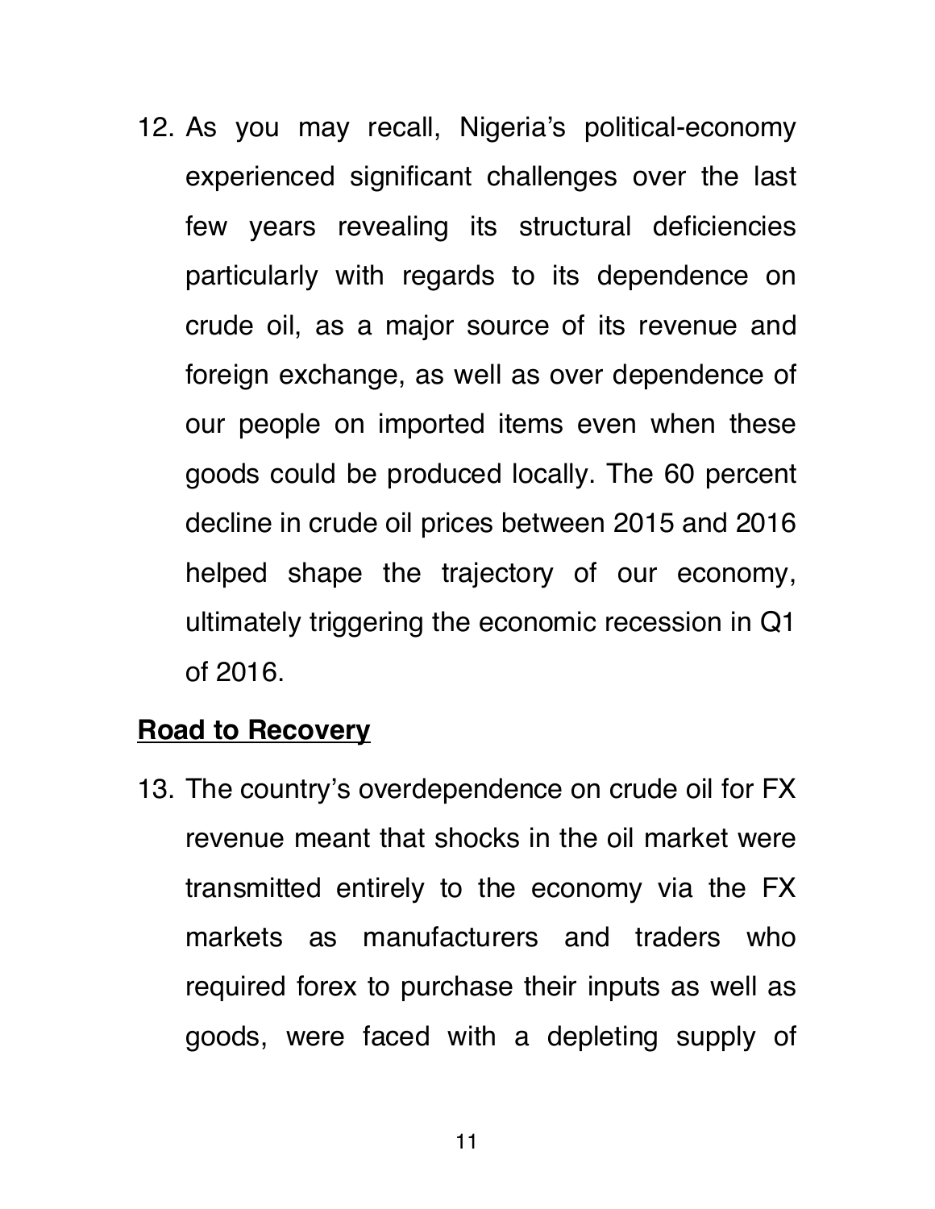12. As you may recall, Nigeria's political-economy experienced significant challenges over the last few years revealing its structural deficiencies particularly with regards to its dependence on crude oil, as a major source of its revenue and foreign exchange, as well as over dependence of our people on imported items even when these goods could be produced locally. The 60 percent decline in crude oil prices between 2015 and 2016 helped shape the trajectory of our economy, ultimately triggering the economic recession in Q1 of 2016.

**Road to Recovery**

13. The country's overdependence on crude oil for FX revenue meant that shocks in the oil market were transmitted entirely to the economy via the FX markets as manufacturers and traders who required forex to purchase their inputs as well as goods, were faced with a depleting supply of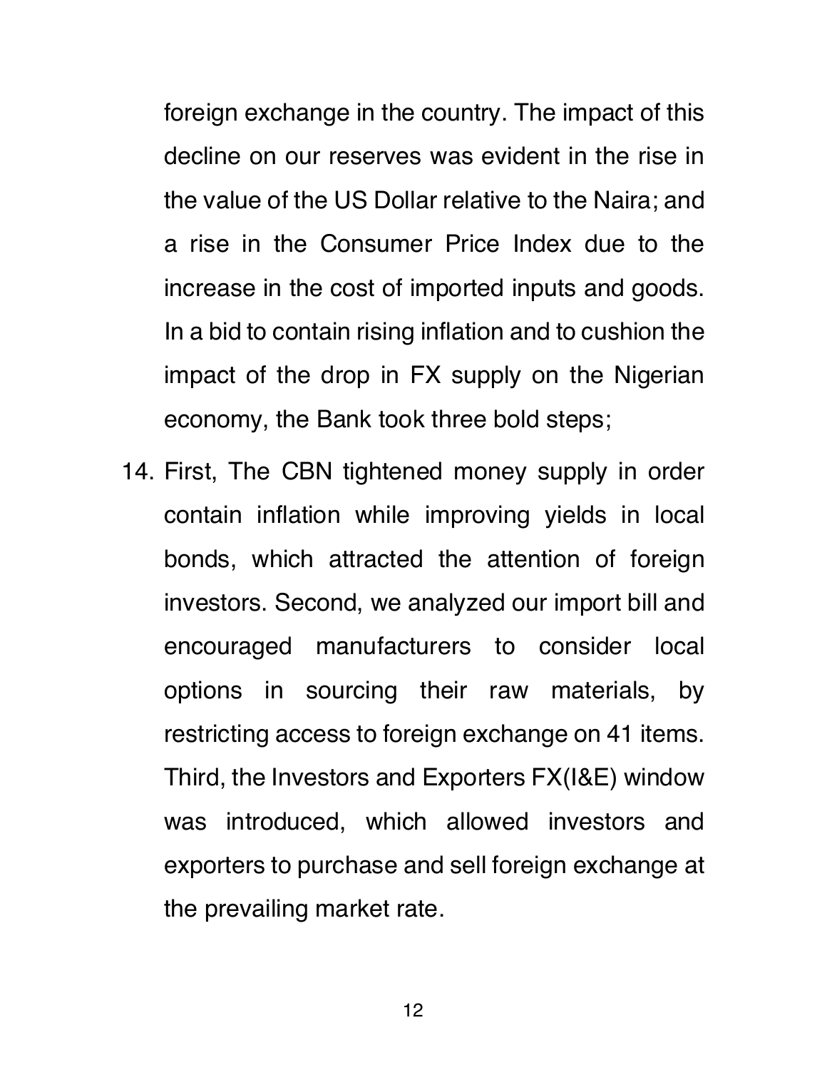foreign exchange in the country. The impact of this decline on our reserves was evident in the rise in the value of the US Dollar relative to the Naira; and a rise in the Consumer Price Index due to the increase in the cost of imported inputs and goods. In a bid to contain rising inflation and to cushion the impact of the drop in FX supply on the Nigerian economy, the Bank took three bold steps;

14. First, The CBN tightened money supply in order contain inflation while improving yields in local bonds, which attracted the attention of foreign investors. Second, we analyzed our import bill and encouraged manufacturers to consider local options in sourcing their raw materials, by restricting access to foreign exchange on 41 items. Third, the Investors and Exporters FX(I&E) window was introduced, which allowed investors and exporters to purchase and sell foreign exchange at the prevailing market rate.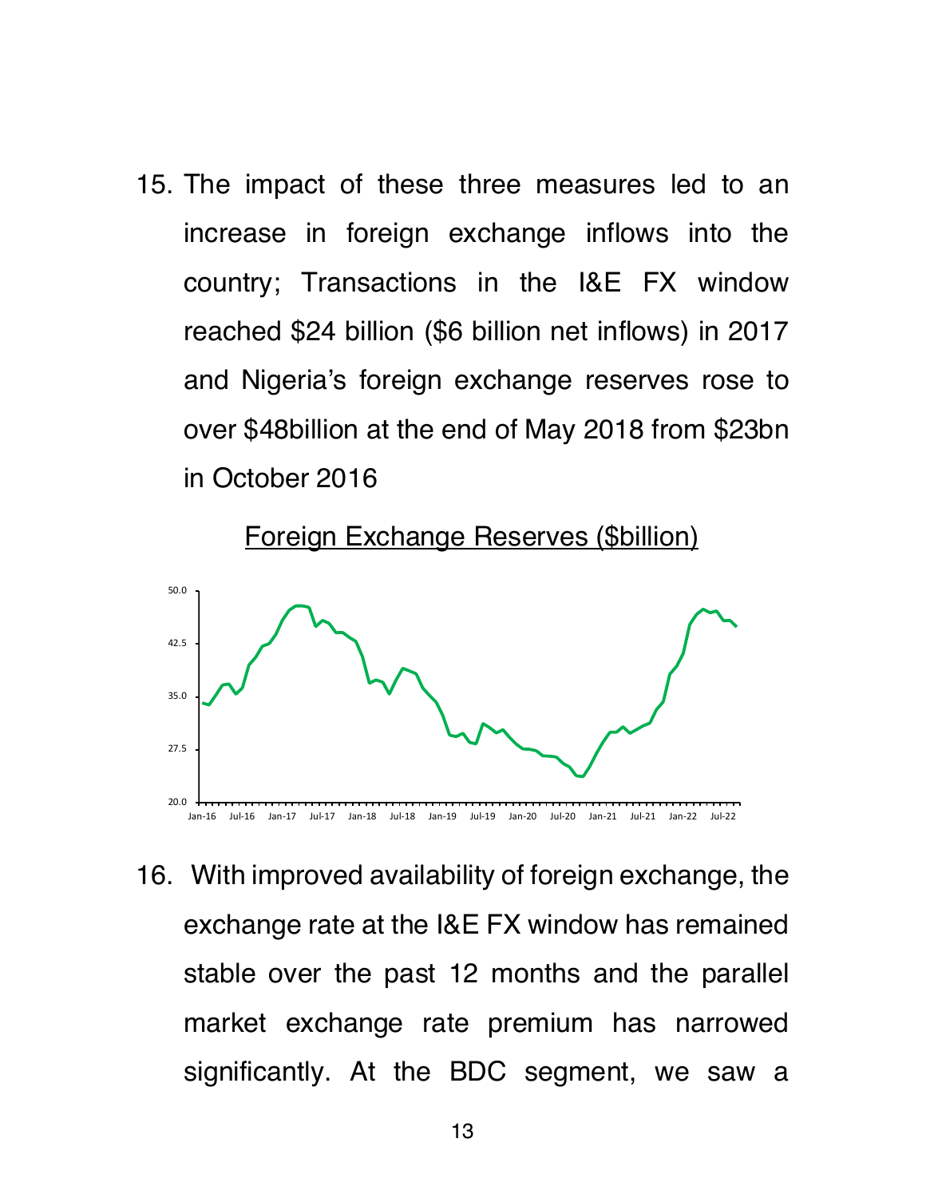15. The impact of these three measures led to an increase in foreign exchange inflows into the country; Transactions in the I&E FX window reached $24 billion ($6 billion net inflows) in 2017 and Nigeria's foreign exchange reserves rose to over $48billion at the end of May 2018 from $23bn in October 2016

Foreign Exchange Reserves ($billion)

16. With improved availability of foreign exchange, the exchange rate at the I&E FX window has remained stable over the past 12 months and the parallel market exchange rate premium has narrowed significantly. At the BDC segment, we saw a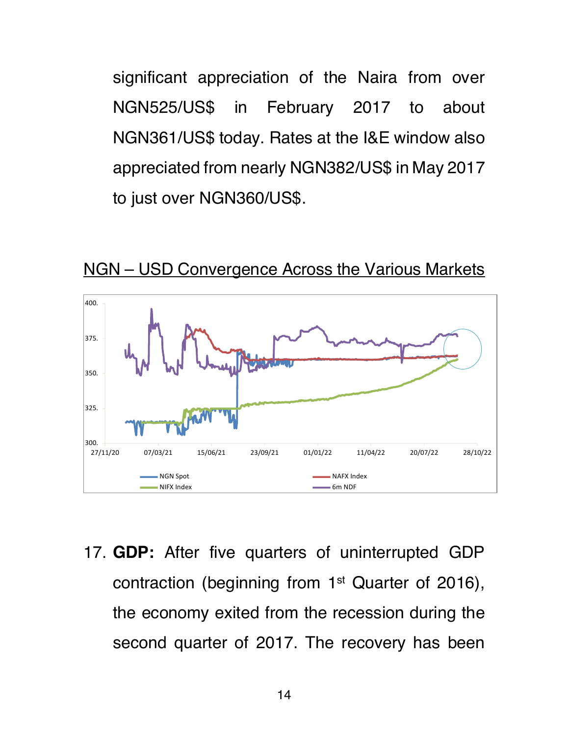significant appreciation of the Naira from over NGN525/US$ in February 2017 to about NGN361/US$ today. Rates at the I&E window also appreciated from nearly NGN382/US$ in May 2017 to just over NGN360/US$.

<u>NGN – USD Convergence Across the Various Markets</u>

17. **GDP:** After five quarters of uninterrupted GDP contraction (beginning from 1st Quarter of 2016), the economy exited from the recession during the second quarter of 2017. The recovery has been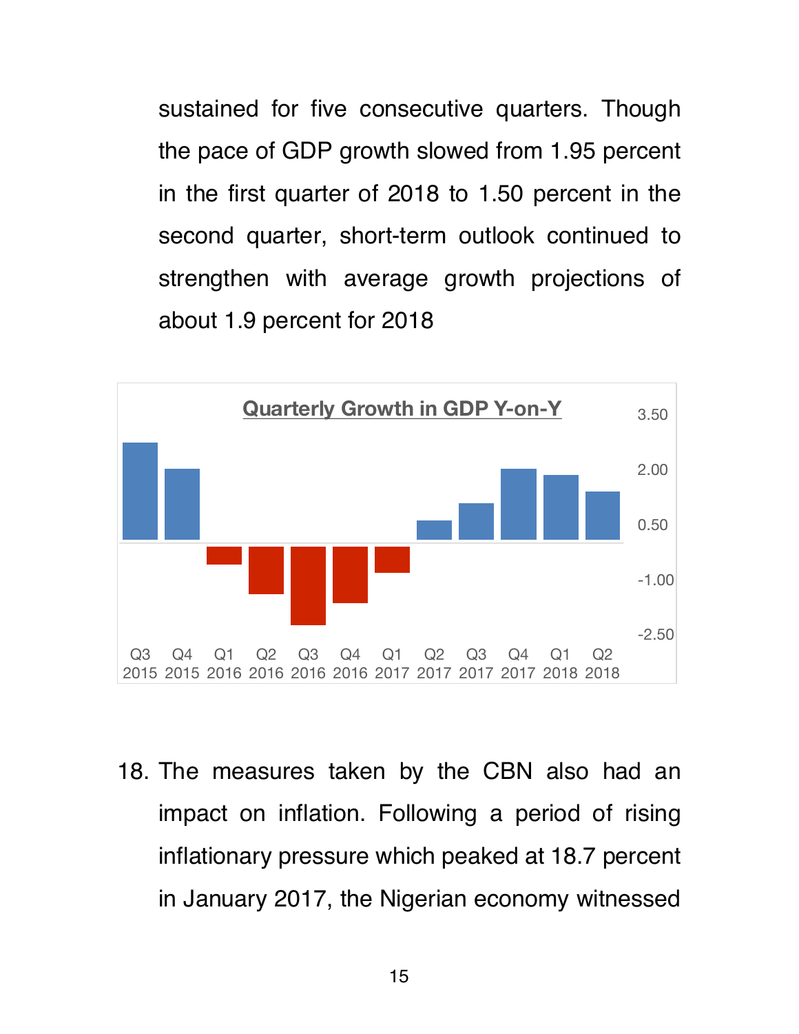sustained for five consecutive quarters. Though the pace of GDP growth slowed from 1.95 percent in the first quarter of 2018 to 1.50 percent in the second quarter, short-term outlook continued to strengthen with average growth projections of about 1.9 percent for 2018

**Quarterly Growth in GDP Y-on-Y**

18. The measures taken by the CBN also had an impact on inflation. Following a period of rising inflationary pressure which peaked at 18.7 percent in January 2017, the Nigerian economy witnessed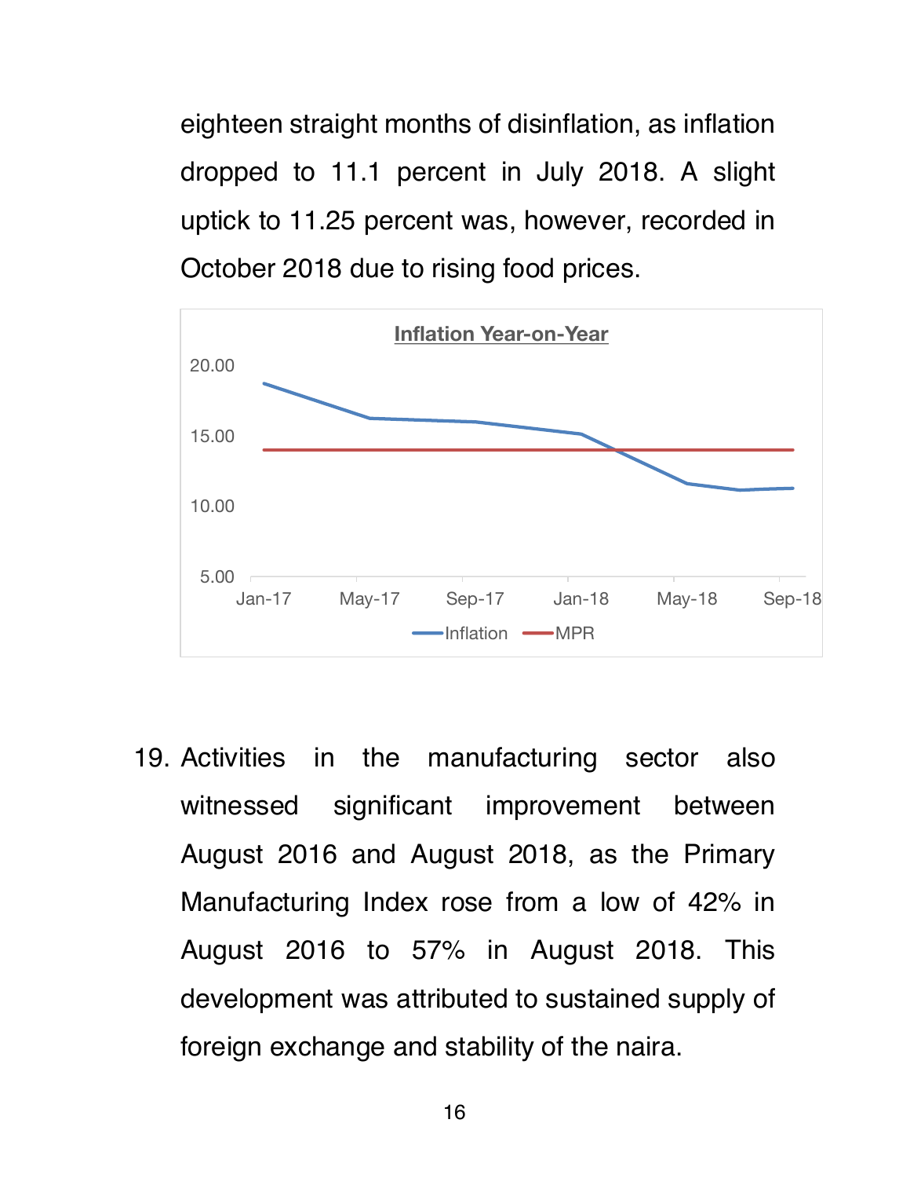eighteen straight months of disinflation, as inflation dropped to 11.1 percent in July 2018. A slight uptick to 11.25 percent was, however, recorded in October 2018 due to rising food prices.

19. Activities in the manufacturing sector also witnessed significant improvement between August 2016 and August 2018, as the Primary Manufacturing Index rose from a low of 42% in August 2016 to 57% in August 2018. This development was attributed to sustained supply of foreign exchange and stability of the naira.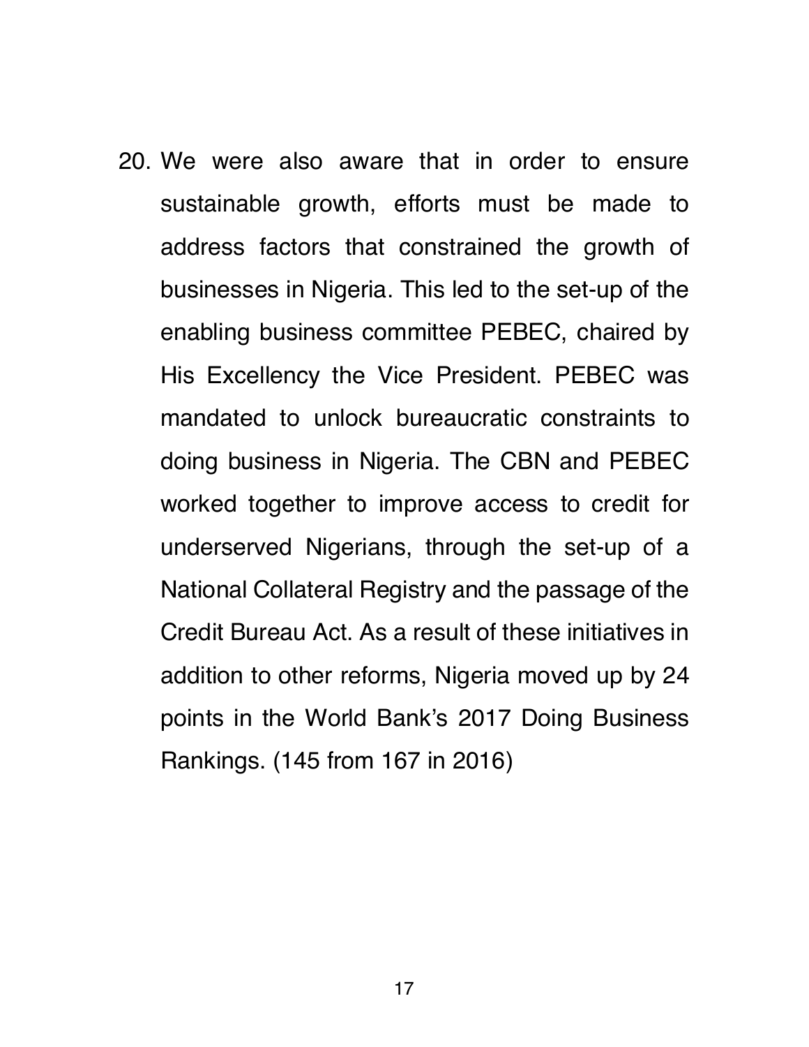20. We were also aware that in order to ensure sustainable growth, efforts must be made to address factors that constrained the growth of businesses in Nigeria. This led to the set-up of the enabling business committee PEBEC, chaired by His Excellency the Vice President. PEBEC was mandated to unlock bureaucratic constraints to doing business in Nigeria. The CBN and PEBEC worked together to improve access to credit for underserved Nigerians, through the set-up of a National Collateral Registry and the passage of the Credit Bureau Act. As a result of these initiatives in addition to other reforms, Nigeria moved up by 24 points in the World Bank's 2017 Doing Business Rankings. (145 from 167 in 2016)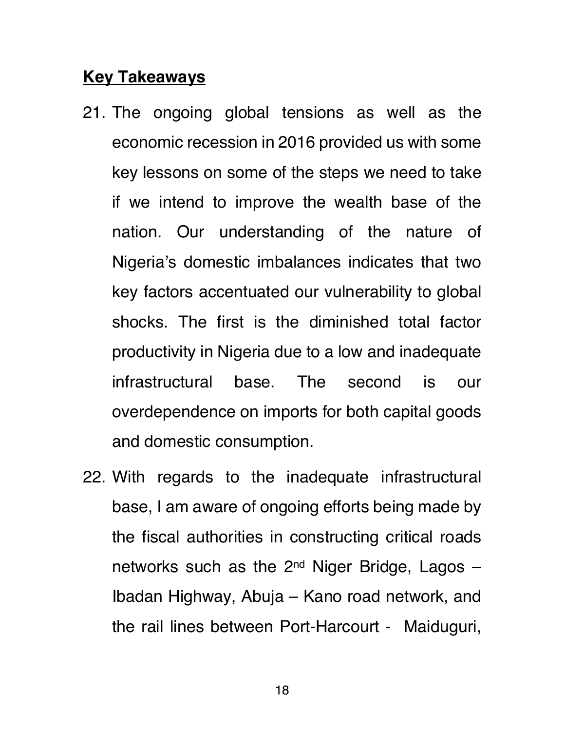## **Key Takeaways**

21. The ongoing global tensions as well as the economic recession in 2016 provided us with some key lessons on some of the steps we need to take if we intend to improve the wealth base of the nation. Our understanding of the nature of Nigeria's domestic imbalances indicates that two key factors accentuated our vulnerability to global shocks. The first is the diminished total factor productivity in Nigeria due to a low and inadequate infrastructural base. The second is our overdependence on imports for both capital goods and domestic consumption.

22. With regards to the inadequate infrastructural base, I am aware of ongoing efforts being made by the fiscal authorities in constructing critical roads networks such as the 2nd Niger Bridge, Lagos – Ibadan Highway, Abuja – Kano road network, and the rail lines between Port-Harcourt - Maiduguri,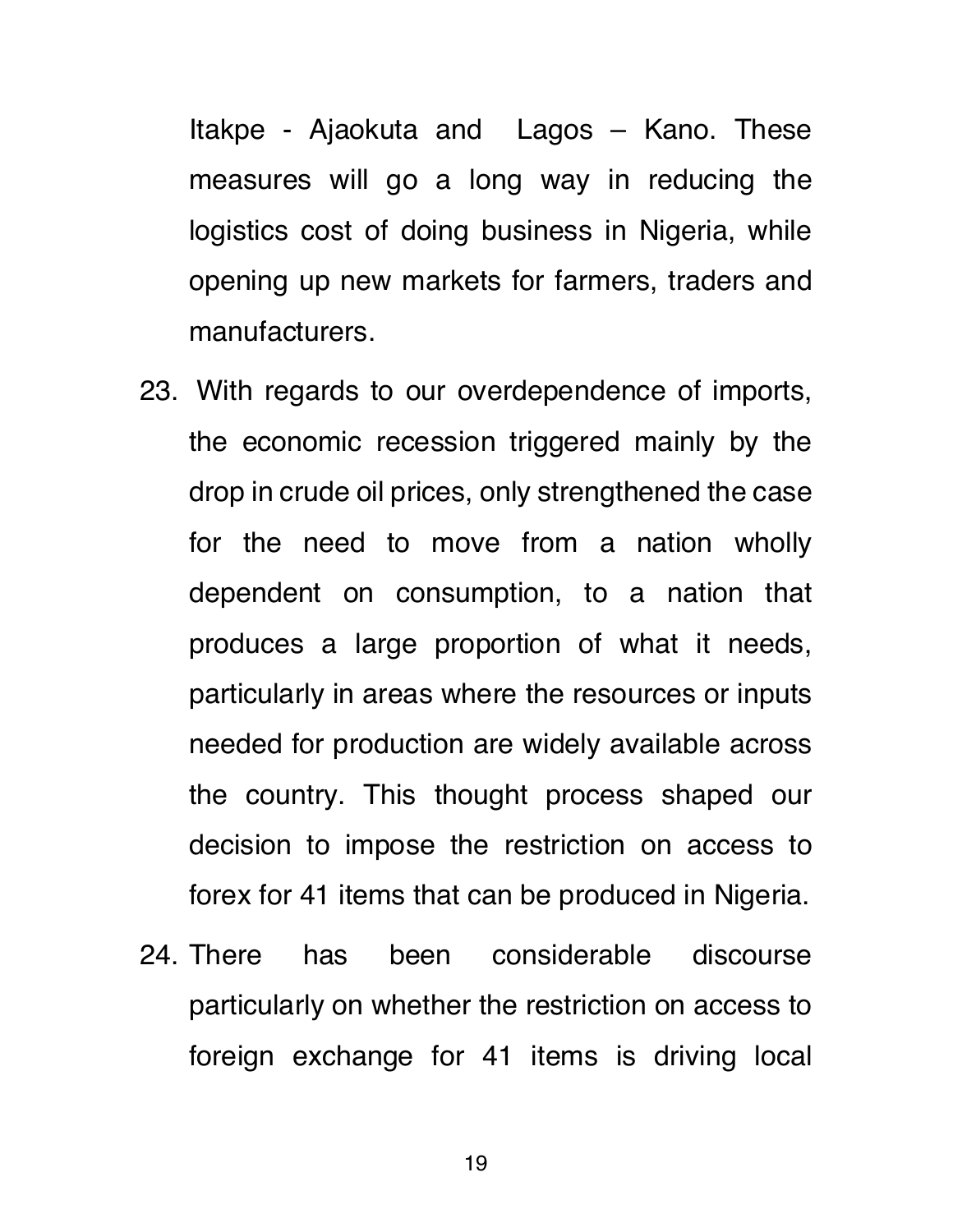Itakpe - Ajaokuta and Lagos – Kano. These measures will go a long way in reducing the logistics cost of doing business in Nigeria, while opening up new markets for farmers, traders and manufacturers.

23. With regards to our overdependence of imports, the economic recession triggered mainly by the drop in crude oil prices, only strengthened the case for the need to move from a nation wholly dependent on consumption, to a nation that produces a large proportion of what it needs, particularly in areas where the resources or inputs needed for production are widely available across the country. This thought process shaped our decision to impose the restriction on access to forex for 41 items that can be produced in Nigeria.

24. There has been considerable discourse particularly on whether the restriction on access to foreign exchange for 41 items is driving local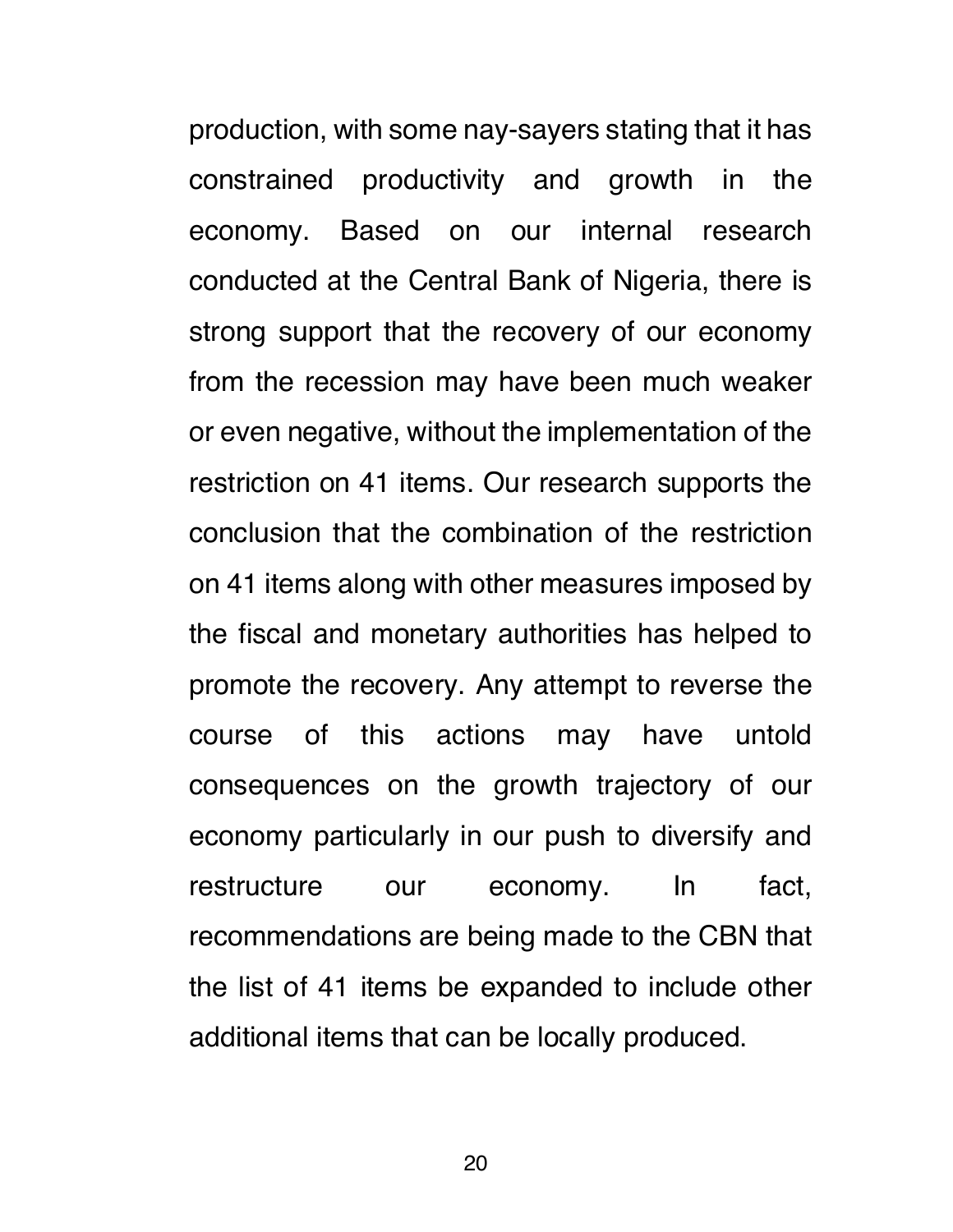production, with some nay-sayers stating that it has constrained productivity and growth in the economy. Based on our internal research conducted at the Central Bank of Nigeria, there is strong support that the recovery of our economy from the recession may have been much weaker or even negative, without the implementation of the restriction on 41 items. Our research supports the conclusion that the combination of the restriction on 41 items along with other measures imposed by the fiscal and monetary authorities has helped to promote the recovery. Any attempt to reverse the course of this actions may have untold consequences on the growth trajectory of our economy particularly in our push to diversify and restructure our economy. In fact, recommendations are being made to the CBN that the list of 41 items be expanded to include other additional items that can be locally produced.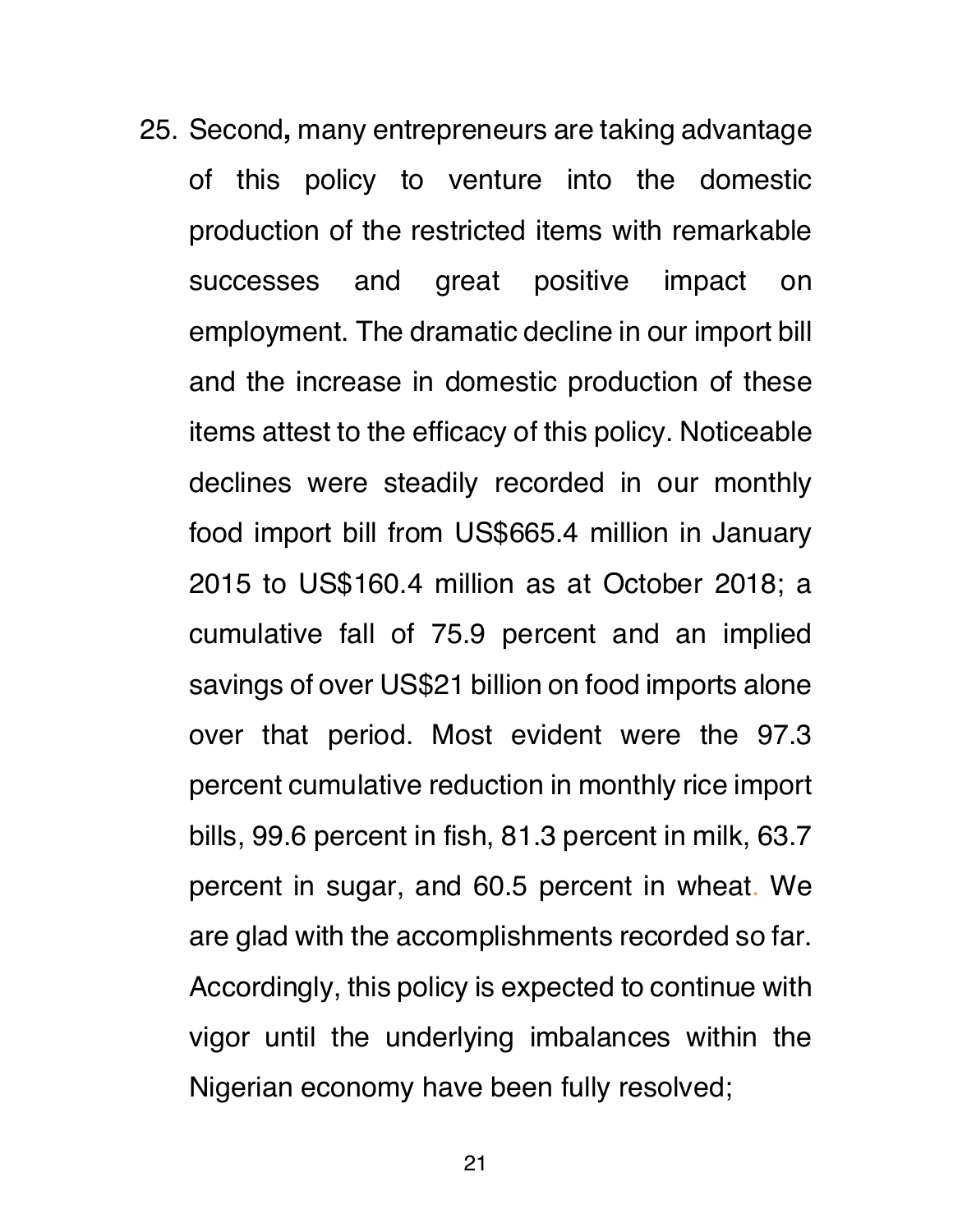25. Second**,** many entrepreneurs are taking advantage of this policy to venture into the domestic production of the restricted items with remarkable successes and great positive impact on employment. The dramatic decline in our import bill and the increase in domestic production of these items attest to the efficacy of this policy. Noticeable declines were steadily recorded in our monthly food import bill from US$665.4 million in January 2015 to US$160.4 million as at October 2018; a cumulative fall of 75.9 percent and an implied savings of over US$21 billion on food imports alone over that period. Most evident were the 97.3 percent cumulative reduction in monthly rice import bills, 99.6 percent in fish, 81.3 percent in milk, 63.7 percent in sugar, and 60.5 percent in wheat. We are glad with the accomplishments recorded so far. Accordingly, this policy is expected to continue with vigor until the underlying imbalances within the Nigerian economy have been fully resolved;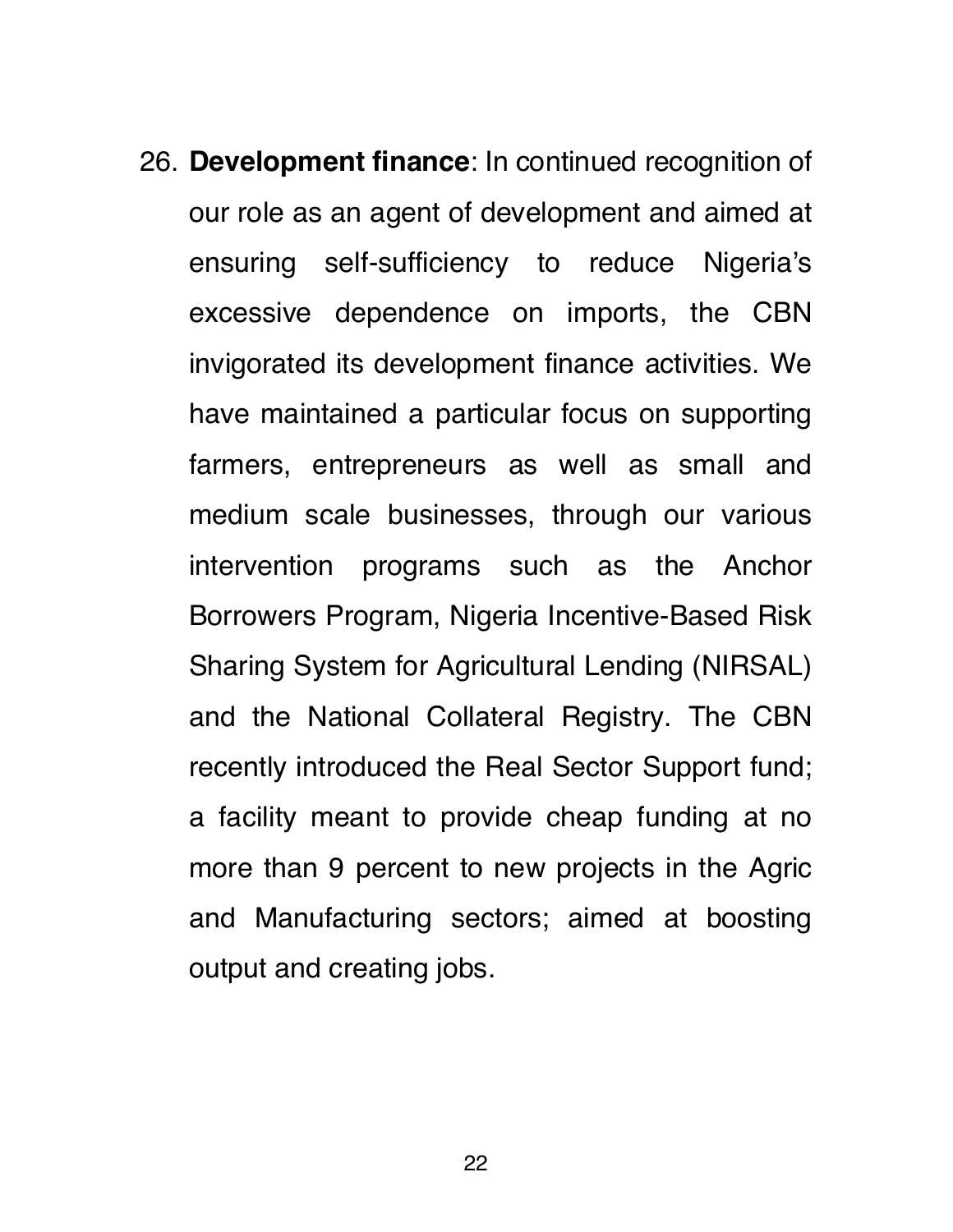26. **Development finance**: In continued recognition of our role as an agent of development and aimed at ensuring self-sufficiency to reduce Nigeria's excessive dependence on imports, the CBN invigorated its development finance activities. We have maintained a particular focus on supporting farmers, entrepreneurs as well as small and medium scale businesses, through our various intervention programs such as the Anchor Borrowers Program, Nigeria Incentive-Based Risk Sharing System for Agricultural Lending (NIRSAL) and the National Collateral Registry. The CBN recently introduced the Real Sector Support fund; a facility meant to provide cheap funding at no more than 9 percent to new projects in the Agric and Manufacturing sectors; aimed at boosting output and creating jobs.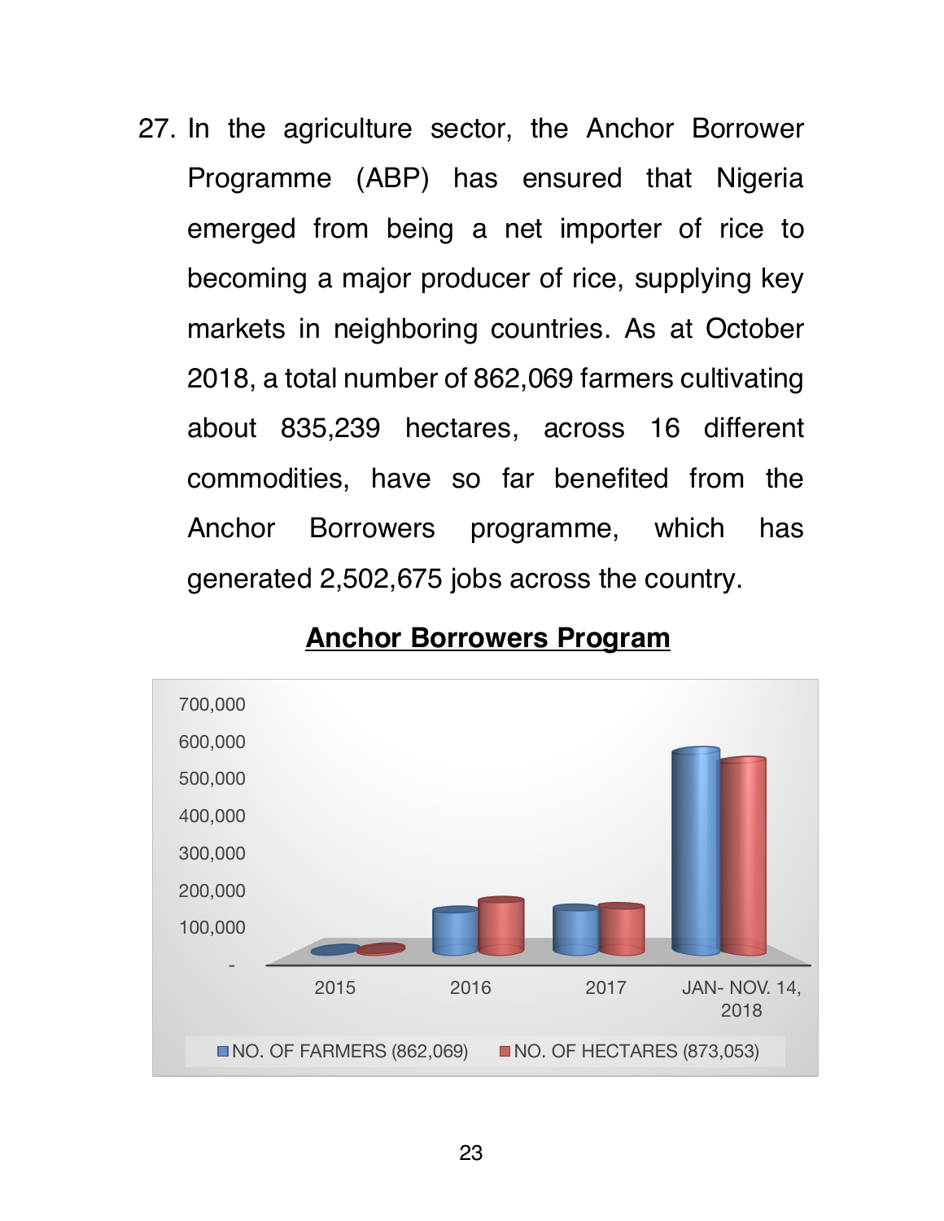27. In the agriculture sector, the Anchor Borrower Programme (ABP) has ensured that Nigeria emerged from being a net importer of rice to becoming a major producer of rice, supplying key markets in neighboring countries. As at October 2018, a total number of 862,069 farmers cultivating about 835,239 hectares, across 16 different commodities, have so far benefited from the Anchor Borrowers programme, which has generated 2,502,675 jobs across the country.

**Anchor Borrowers Program**

NO. OF FARMERS (862,069) | NO. OF HECTARES (873,053)

Years: 2015, 2016, 2017, JAN- NOV. 14, 2018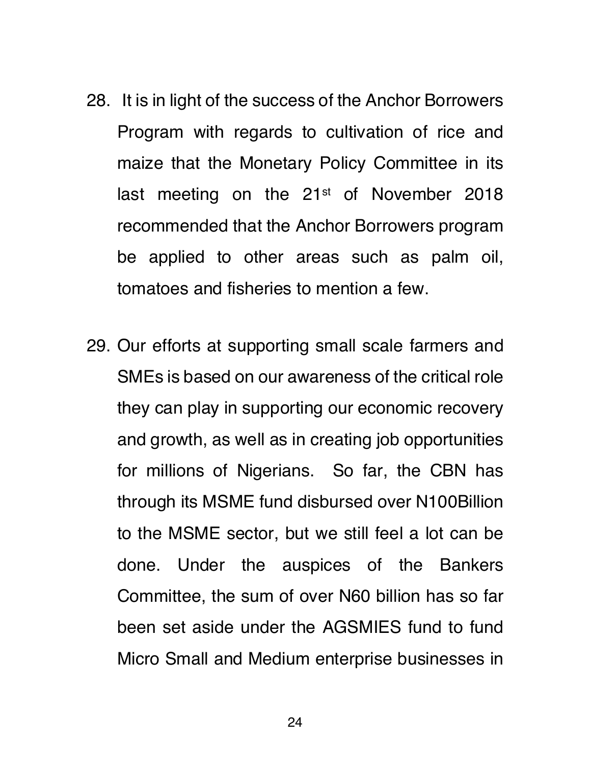28. It is in light of the success of the Anchor Borrowers Program with regards to cultivation of rice and maize that the Monetary Policy Committee in its last meeting on the 21st of November 2018 recommended that the Anchor Borrowers program be applied to other areas such as palm oil, tomatoes and fisheries to mention a few.

29. Our efforts at supporting small scale farmers and SMEs is based on our awareness of the critical role they can play in supporting our economic recovery and growth, as well as in creating job opportunities for millions of Nigerians. So far, the CBN has through its MSME fund disbursed over N100Billion to the MSME sector, but we still feel a lot can be done. Under the auspices of the Bankers Committee, the sum of over N60 billion has so far been set aside under the AGSMIES fund to fund Micro Small and Medium enterprise businesses in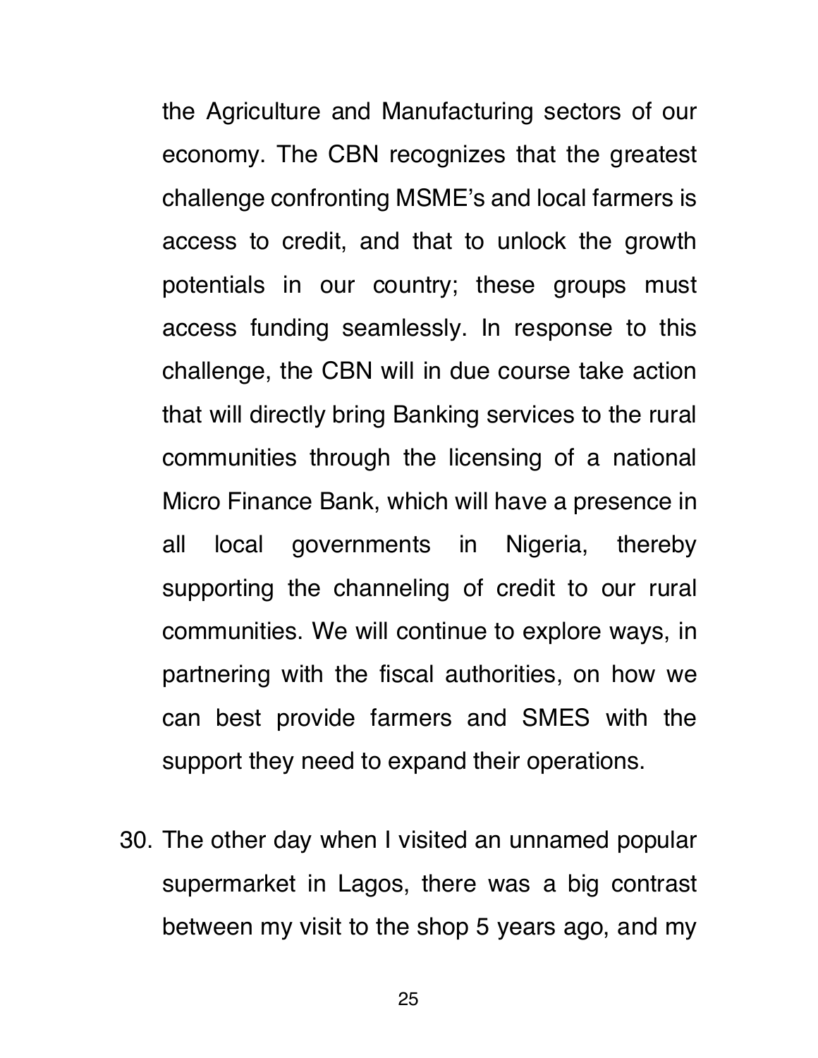the Agriculture and Manufacturing sectors of our economy. The CBN recognizes that the greatest challenge confronting MSME's and local farmers is access to credit, and that to unlock the growth potentials in our country; these groups must access funding seamlessly. In response to this challenge, the CBN will in due course take action that will directly bring Banking services to the rural communities through the licensing of a national Micro Finance Bank, which will have a presence in all local governments in Nigeria, thereby supporting the channeling of credit to our rural communities. We will continue to explore ways, in partnering with the fiscal authorities, on how we can best provide farmers and SMES with the support they need to expand their operations.

30. The other day when I visited an unnamed popular supermarket in Lagos, there was a big contrast between my visit to the shop 5 years ago, and my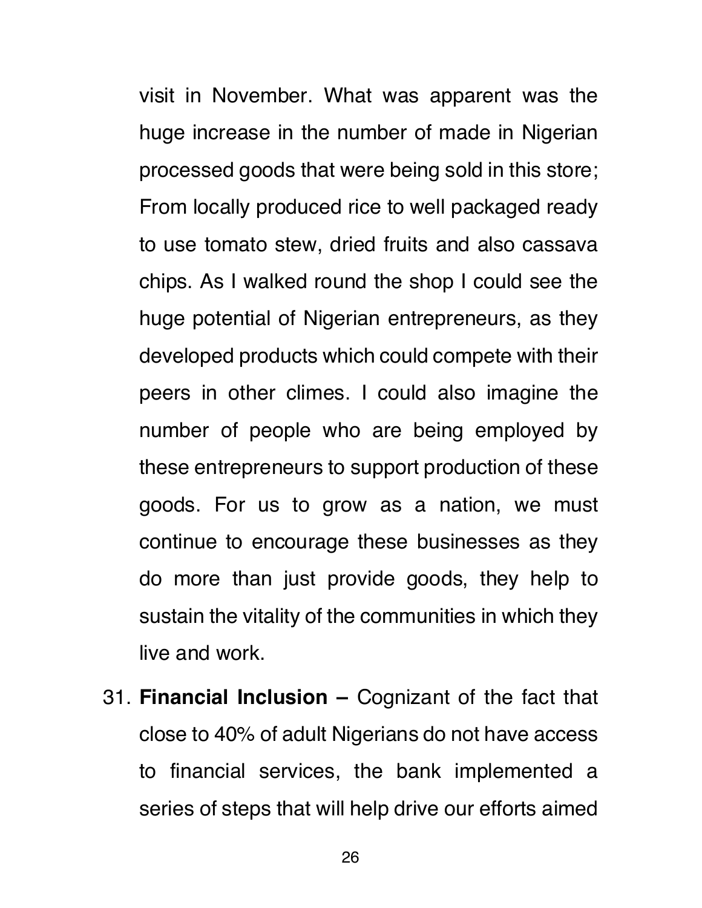visit in November. What was apparent was the huge increase in the number of made in Nigerian processed goods that were being sold in this store; From locally produced rice to well packaged ready to use tomato stew, dried fruits and also cassava chips. As I walked round the shop I could see the huge potential of Nigerian entrepreneurs, as they developed products which could compete with their peers in other climes. I could also imagine the number of people who are being employed by these entrepreneurs to support production of these goods. For us to grow as a nation, we must continue to encourage these businesses as they do more than just provide goods, they help to sustain the vitality of the communities in which they live and work.

31. **Financial Inclusion –** Cognizant of the fact that close to 40% of adult Nigerians do not have access to financial services, the bank implemented a series of steps that will help drive our efforts aimed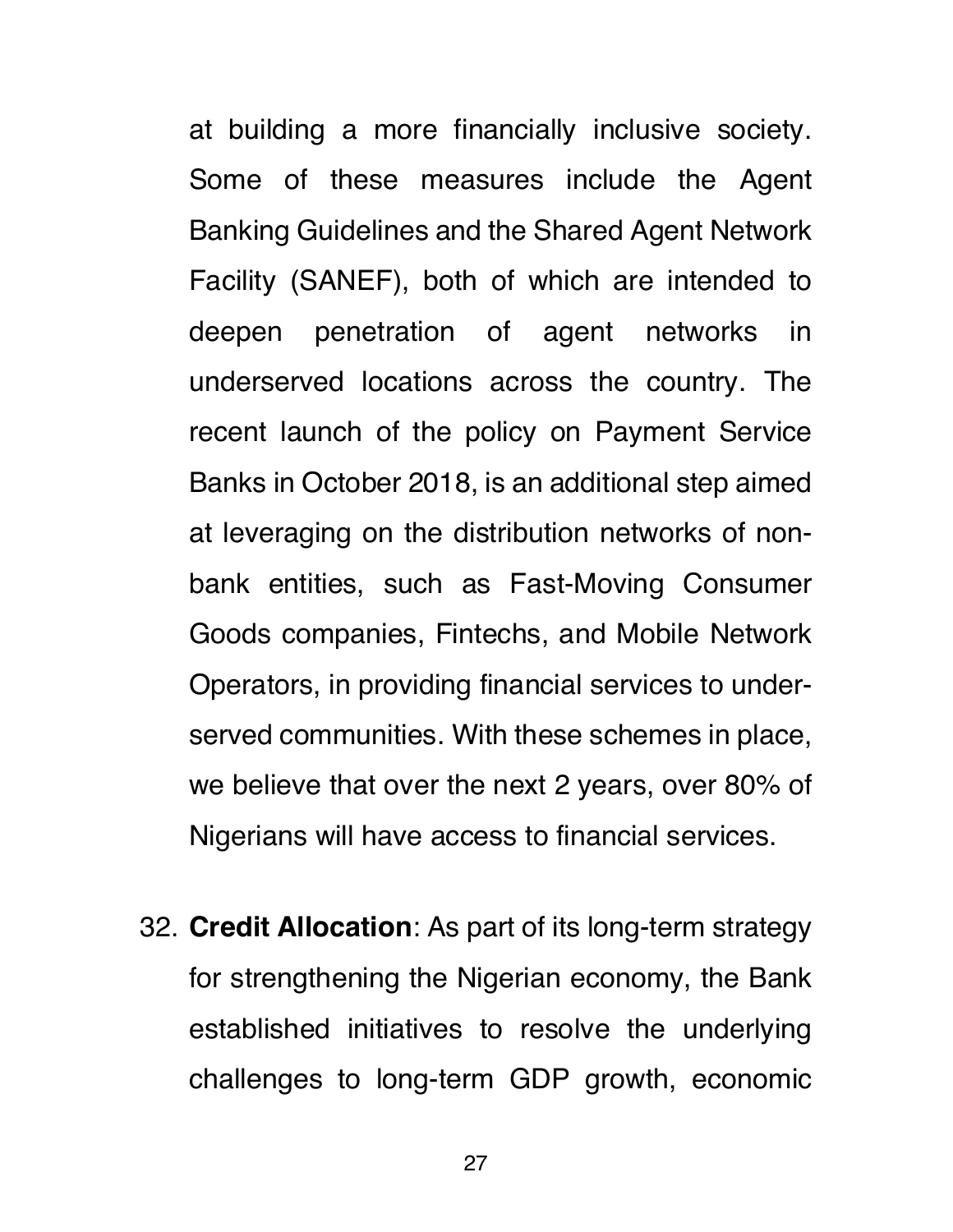at building a more financially inclusive society. Some of these measures include the Agent Banking Guidelines and the Shared Agent Network Facility (SANEF), both of which are intended to deepen penetration of agent networks in underserved locations across the country. The recent launch of the policy on Payment Service Banks in October 2018, is an additional step aimed at leveraging on the distribution networks of non-bank entities, such as Fast-Moving Consumer Goods companies, Fintechs, and Mobile Network Operators, in providing financial services to under-served communities. With these schemes in place, we believe that over the next 2 years, over 80% of Nigerians will have access to financial services.

32. **Credit Allocation**: As part of its long-term strategy for strengthening the Nigerian economy, the Bank established initiatives to resolve the underlying challenges to long-term GDP growth, economic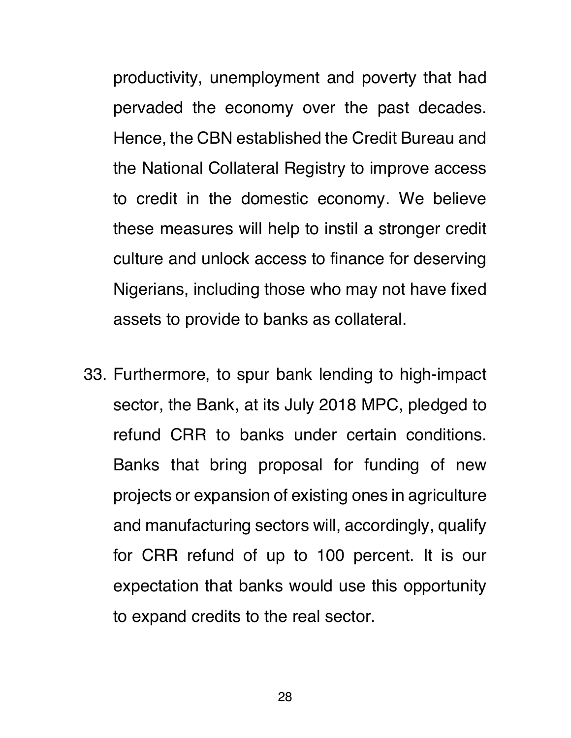productivity, unemployment and poverty that had pervaded the economy over the past decades. Hence, the CBN established the Credit Bureau and the National Collateral Registry to improve access to credit in the domestic economy. We believe these measures will help to instil a stronger credit culture and unlock access to finance for deserving Nigerians, including those who may not have fixed assets to provide to banks as collateral.

33. Furthermore, to spur bank lending to high-impact sector, the Bank, at its July 2018 MPC, pledged to refund CRR to banks under certain conditions. Banks that bring proposal for funding of new projects or expansion of existing ones in agriculture and manufacturing sectors will, accordingly, qualify for CRR refund of up to 100 percent. It is our expectation that banks would use this opportunity to expand credits to the real sector.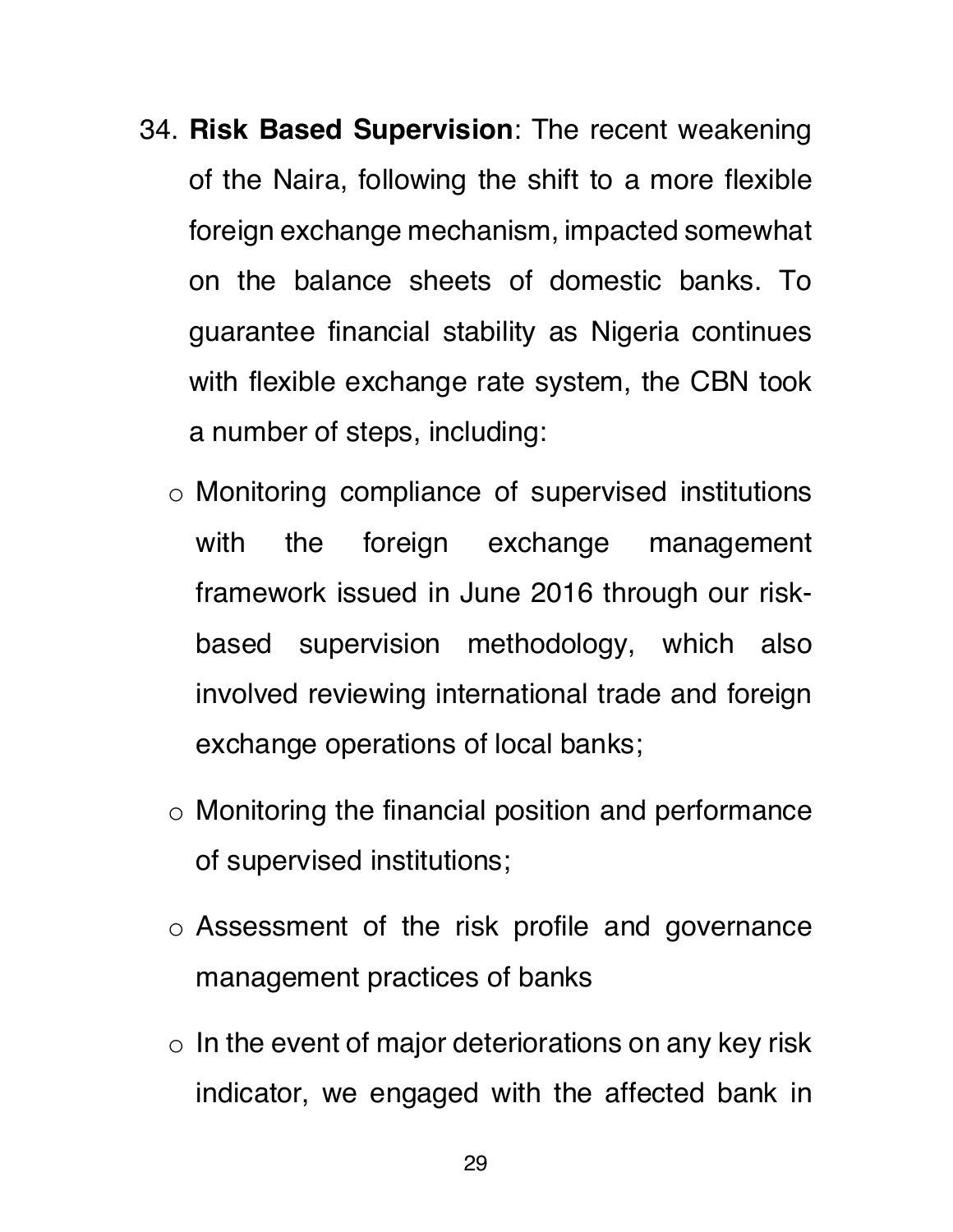34. **Risk Based Supervision**: The recent weakening of the Naira, following the shift to a more flexible foreign exchange mechanism, impacted somewhat on the balance sheets of domestic banks. To guarantee financial stability as Nigeria continues with flexible exchange rate system, the CBN took a number of steps, including:

    - Monitoring compliance of supervised institutions with the foreign exchange management framework issued in June 2016 through our risk-based supervision methodology, which also involved reviewing international trade and foreign exchange operations of local banks;
    - Monitoring the financial position and performance of supervised institutions;
    - Assessment of the risk profile and governance management practices of banks
    - In the event of major deteriorations on any key risk indicator, we engaged with the affected bank in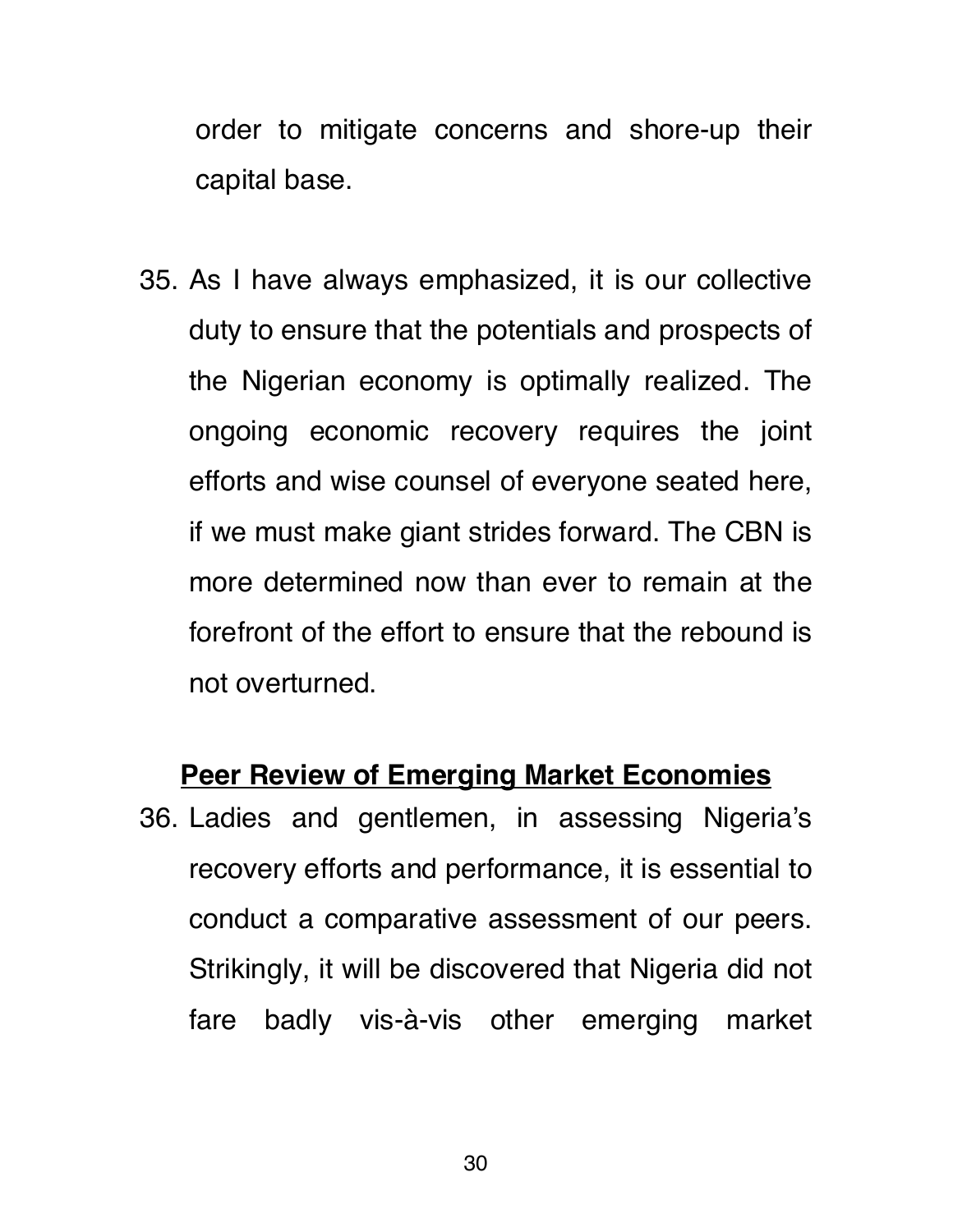order to mitigate concerns and shore-up their capital base.

35. As I have always emphasized, it is our collective duty to ensure that the potentials and prospects of the Nigerian economy is optimally realized. The ongoing economic recovery requires the joint efforts and wise counsel of everyone seated here, if we must make giant strides forward. The CBN is more determined now than ever to remain at the forefront of the effort to ensure that the rebound is not overturned.

## **Peer Review of Emerging Market Economies**

36. Ladies and gentlemen, in assessing Nigeria's recovery efforts and performance, it is essential to conduct a comparative assessment of our peers. Strikingly, it will be discovered that Nigeria did not fare badly vis-à-vis other emerging market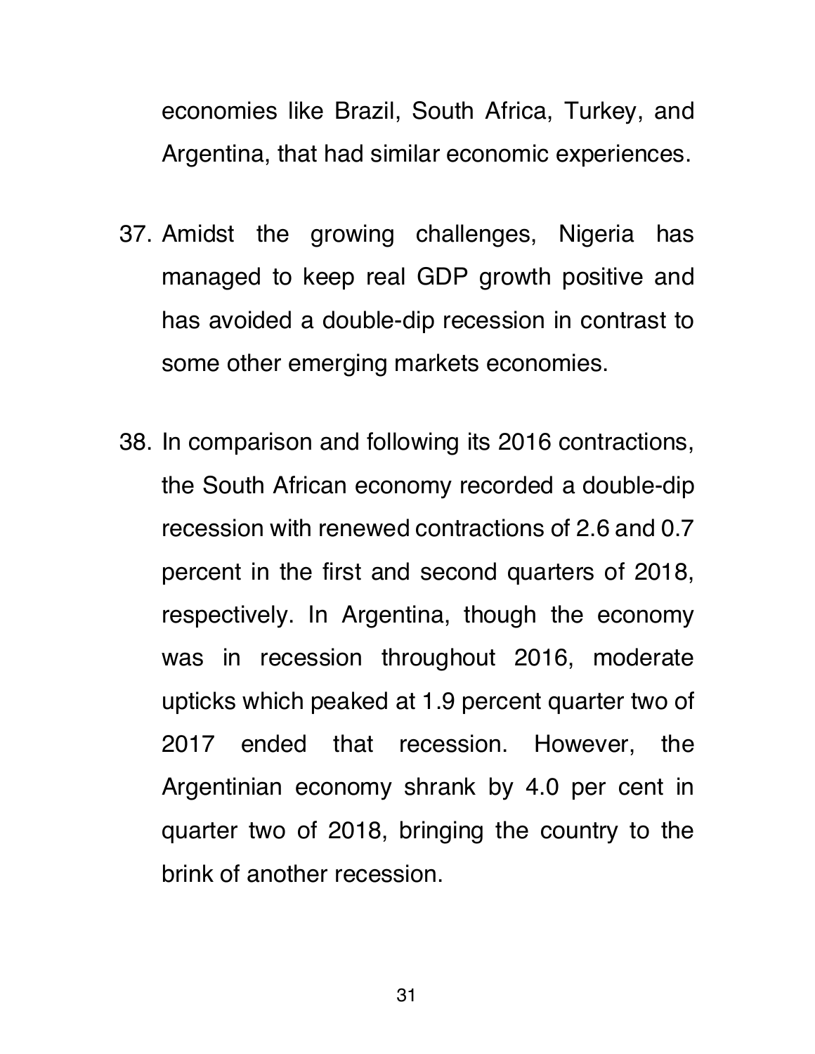economies like Brazil, South Africa, Turkey, and Argentina, that had similar economic experiences.

37. Amidst the growing challenges, Nigeria has managed to keep real GDP growth positive and has avoided a double-dip recession in contrast to some other emerging markets economies.

38. In comparison and following its 2016 contractions, the South African economy recorded a double-dip recession with renewed contractions of 2.6 and 0.7 percent in the first and second quarters of 2018, respectively. In Argentina, though the economy was in recession throughout 2016, moderate upticks which peaked at 1.9 percent quarter two of 2017 ended that recession. However, the Argentinian economy shrank by 4.0 per cent in quarter two of 2018, bringing the country to the brink of another recession.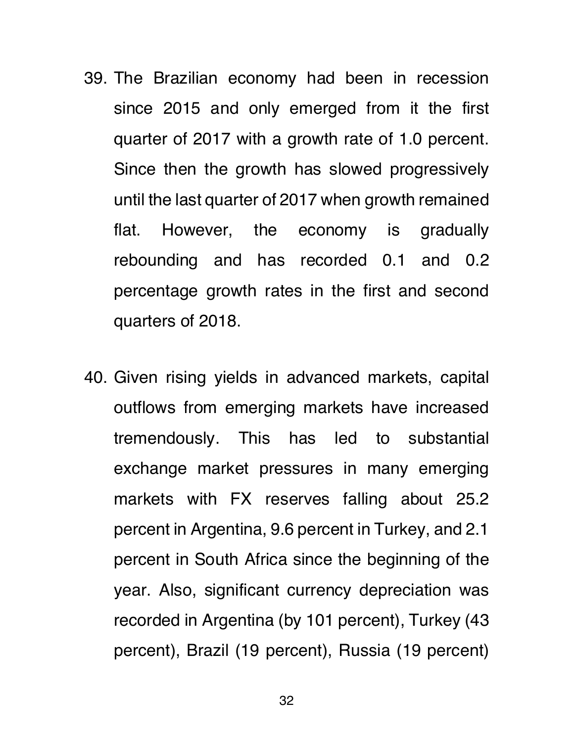39. The Brazilian economy had been in recession since 2015 and only emerged from it the first quarter of 2017 with a growth rate of 1.0 percent. Since then the growth has slowed progressively until the last quarter of 2017 when growth remained flat. However, the economy is gradually rebounding and has recorded 0.1 and 0.2 percentage growth rates in the first and second quarters of 2018.

40. Given rising yields in advanced markets, capital outflows from emerging markets have increased tremendously. This has led to substantial exchange market pressures in many emerging markets with FX reserves falling about 25.2 percent in Argentina, 9.6 percent in Turkey, and 2.1 percent in South Africa since the beginning of the year. Also, significant currency depreciation was recorded in Argentina (by 101 percent), Turkey (43 percent), Brazil (19 percent), Russia (19 percent)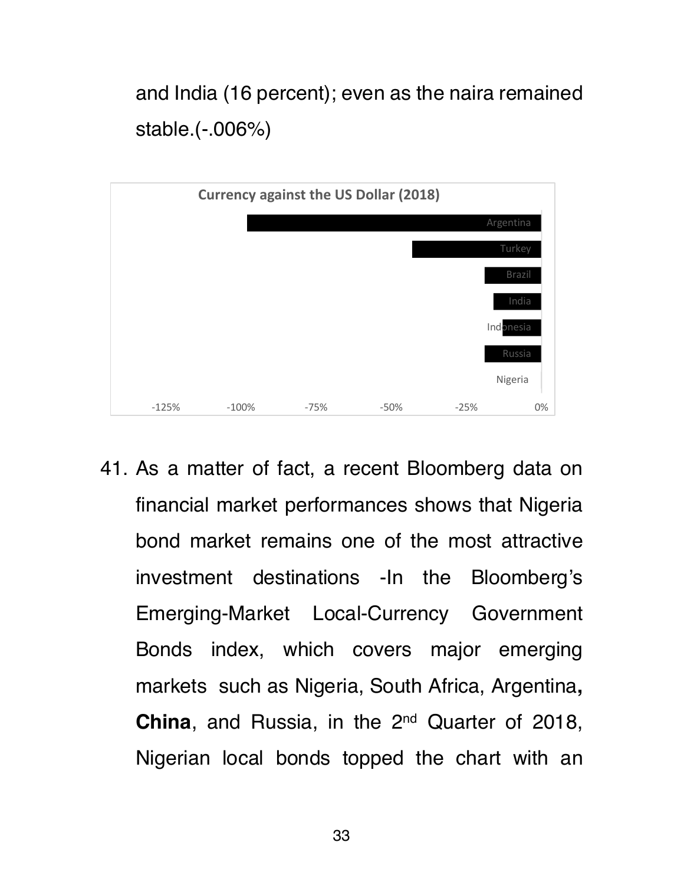and India (16 percent); even as the naira remained stable.(-.006%)

**Currency against the US Dollar (2018)**

Argentina, Turkey, Brazil, India, Indonesia, Russia, Nigeria

-125% -100% -75% -50% -25% 0%

41. As a matter of fact, a recent Bloomberg data on financial market performances shows that Nigeria bond market remains one of the most attractive investment destinations -In the Bloomberg's Emerging-Market Local-Currency Government Bonds index, which covers major emerging markets such as Nigeria, South Africa, Argentina**, China**, and Russia, in the 2nd Quarter of 2018, Nigerian local bonds topped the chart with an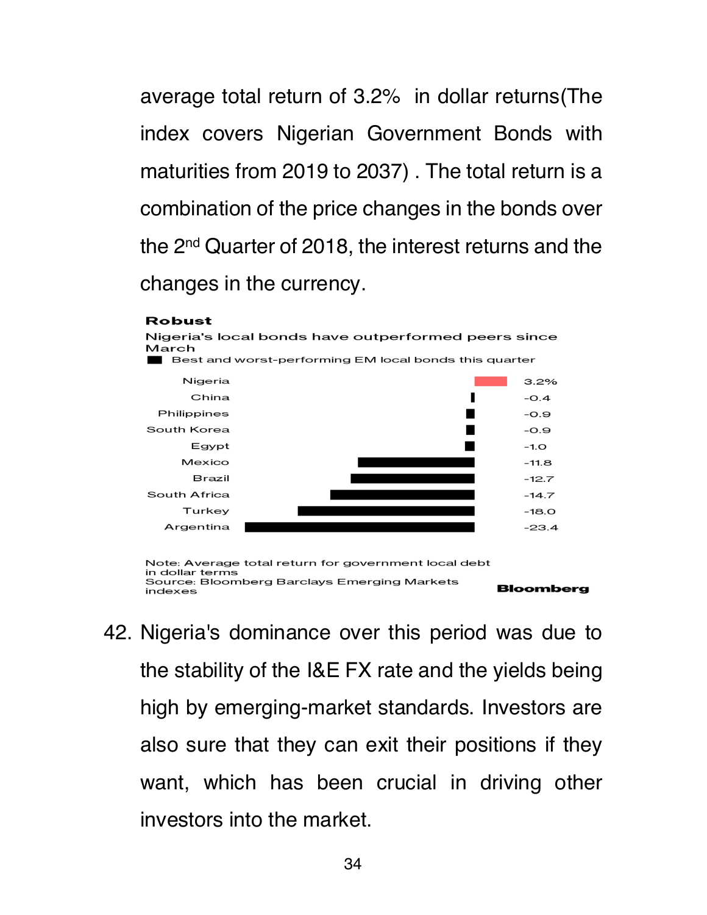average total return of 3.2% in dollar returns(The index covers Nigerian Government Bonds with maturities from 2019 to 2037) . The total return is a combination of the price changes in the bonds over the 2nd Quarter of 2018, the interest returns and the changes in the currency.

**Robust**

Nigeria's local bonds have outperformed peers since March

■ Best and worst-performing EM local bonds this quarter

| Country | Return |
| --- | --- |
| Nigeria | 3.2% |
| China | -0.4 |
| Philippines | -0.9 |
| South Korea | -0.9 |
| Egypt | -1.0 |
| Mexico | -11.8 |
| Brazil | -12.7 |
| South Africa | -14.7 |
| Turkey | -18.0 |
| Argentina | -23.4 |

Note: Average total return for government local debt in dollar terms
Source: Bloomberg Barclays Emerging Markets indexes

**Bloomberg**

42. Nigeria's dominance over this period was due to the stability of the I&E FX rate and the yields being high by emerging-market standards. Investors are also sure that they can exit their positions if they want, which has been crucial in driving other investors into the market.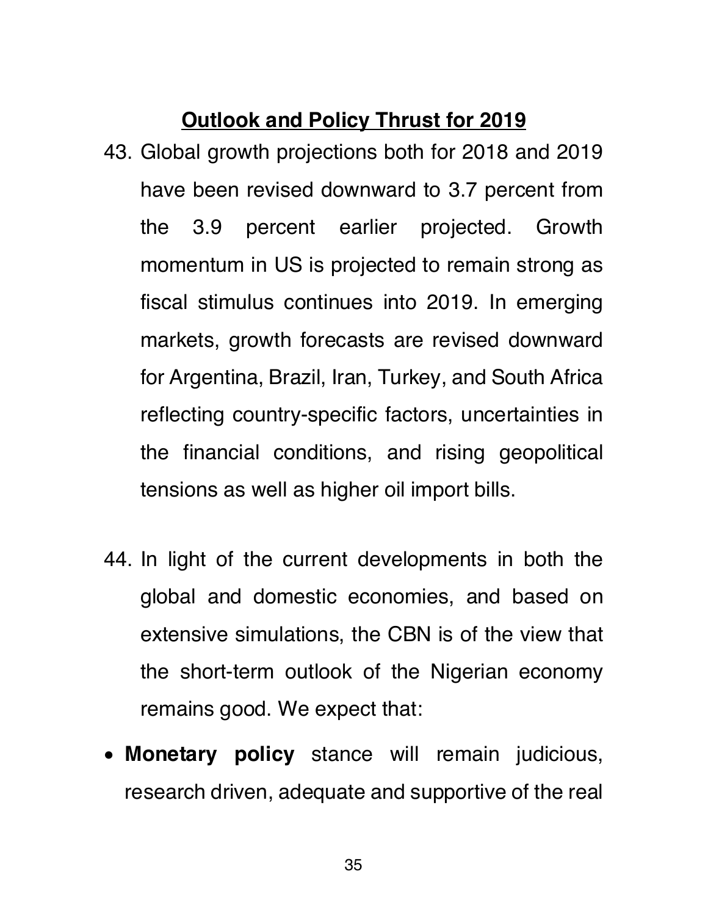## Outlook and Policy Thrust for 2019

43. Global growth projections both for 2018 and 2019 have been revised downward to 3.7 percent from the 3.9 percent earlier projected. Growth momentum in US is projected to remain strong as fiscal stimulus continues into 2019. In emerging markets, growth forecasts are revised downward for Argentina, Brazil, Iran, Turkey, and South Africa reflecting country-specific factors, uncertainties in the financial conditions, and rising geopolitical tensions as well as higher oil import bills.

44. In light of the current developments in both the global and domestic economies, and based on extensive simulations, the CBN is of the view that the short-term outlook of the Nigerian economy remains good. We expect that:

- **Monetary policy** stance will remain judicious, research driven, adequate and supportive of the real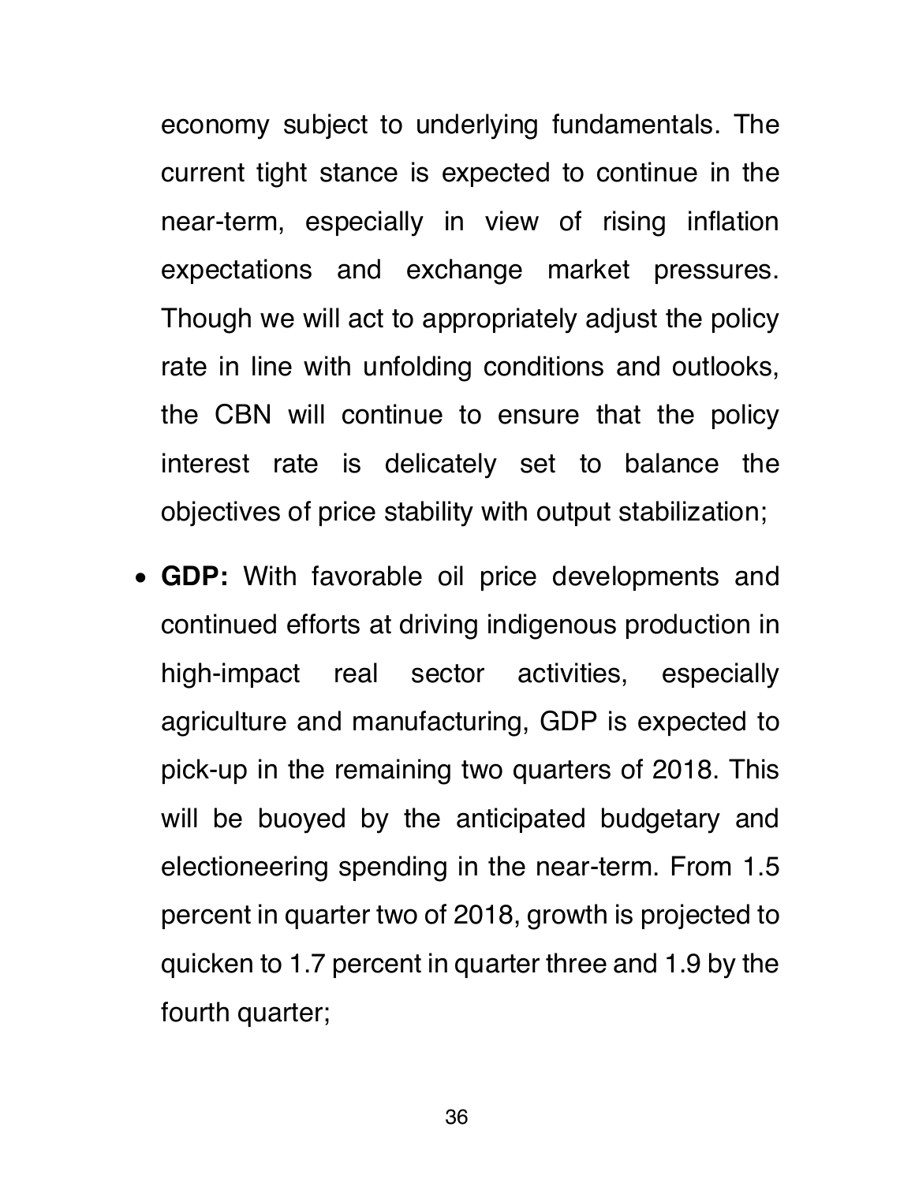economy subject to underlying fundamentals. The current tight stance is expected to continue in the near-term, especially in view of rising inflation expectations and exchange market pressures. Though we will act to appropriately adjust the policy rate in line with unfolding conditions and outlooks, the CBN will continue to ensure that the policy interest rate is delicately set to balance the objectives of price stability with output stabilization;

- **GDP:** With favorable oil price developments and continued efforts at driving indigenous production in high-impact real sector activities, especially agriculture and manufacturing, GDP is expected to pick-up in the remaining two quarters of 2018. This will be buoyed by the anticipated budgetary and electioneering spending in the near-term. From 1.5 percent in quarter two of 2018, growth is projected to quicken to 1.7 percent in quarter three and 1.9 by the fourth quarter;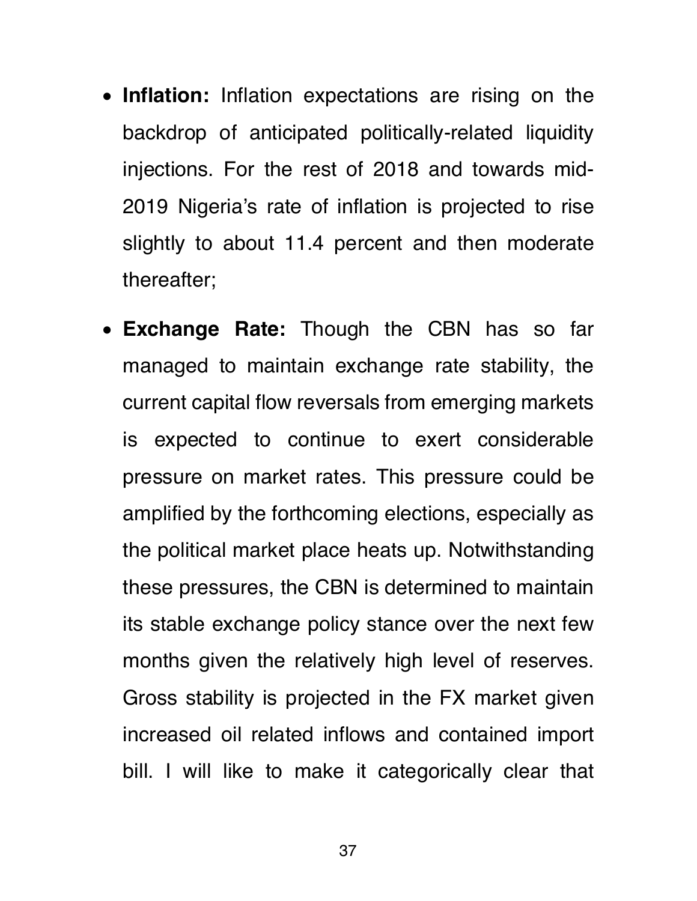- **Inflation:** Inflation expectations are rising on the backdrop of anticipated politically-related liquidity injections. For the rest of 2018 and towards mid-2019 Nigeria's rate of inflation is projected to rise slightly to about 11.4 percent and then moderate thereafter;

- **Exchange Rate:** Though the CBN has so far managed to maintain exchange rate stability, the current capital flow reversals from emerging markets is expected to continue to exert considerable pressure on market rates. This pressure could be amplified by the forthcoming elections, especially as the political market place heats up. Notwithstanding these pressures, the CBN is determined to maintain its stable exchange policy stance over the next few months given the relatively high level of reserves. Gross stability is projected in the FX market given increased oil related inflows and contained import bill. I will like to make it categorically clear that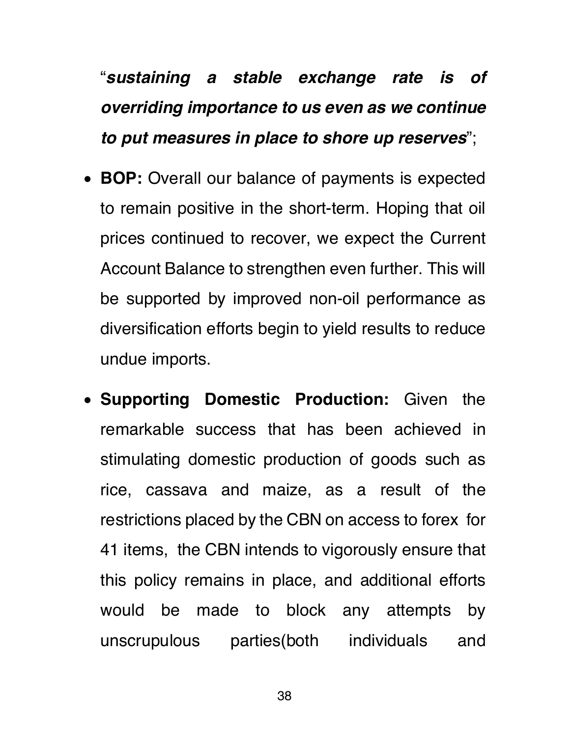"***sustaining a stable exchange rate is of overriding importance to us even as we continue to put measures in place to shore up reserves***";

- **BOP:** Overall our balance of payments is expected to remain positive in the short-term. Hoping that oil prices continued to recover, we expect the Current Account Balance to strengthen even further. This will be supported by improved non-oil performance as diversification efforts begin to yield results to reduce undue imports.

- **Supporting Domestic Production:** Given the remarkable success that has been achieved in stimulating domestic production of goods such as rice, cassava and maize, as a result of the restrictions placed by the CBN on access to forex for 41 items, the CBN intends to vigorously ensure that this policy remains in place, and additional efforts would be made to block any attempts by unscrupulous parties(both individuals and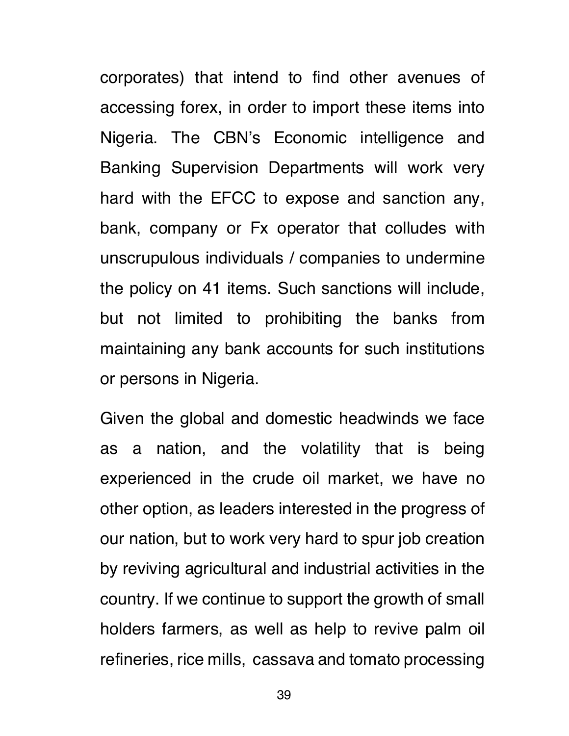corporates) that intend to find other avenues of accessing forex, in order to import these items into Nigeria. The CBN's Economic intelligence and Banking Supervision Departments will work very hard with the EFCC to expose and sanction any, bank, company or Fx operator that colludes with unscrupulous individuals / companies to undermine the policy on 41 items. Such sanctions will include, but not limited to prohibiting the banks from maintaining any bank accounts for such institutions or persons in Nigeria.

Given the global and domestic headwinds we face as a nation, and the volatility that is being experienced in the crude oil market, we have no other option, as leaders interested in the progress of our nation, but to work very hard to spur job creation by reviving agricultural and industrial activities in the country. If we continue to support the growth of small holders farmers, as well as help to revive palm oil refineries, rice mills, cassava and tomato processing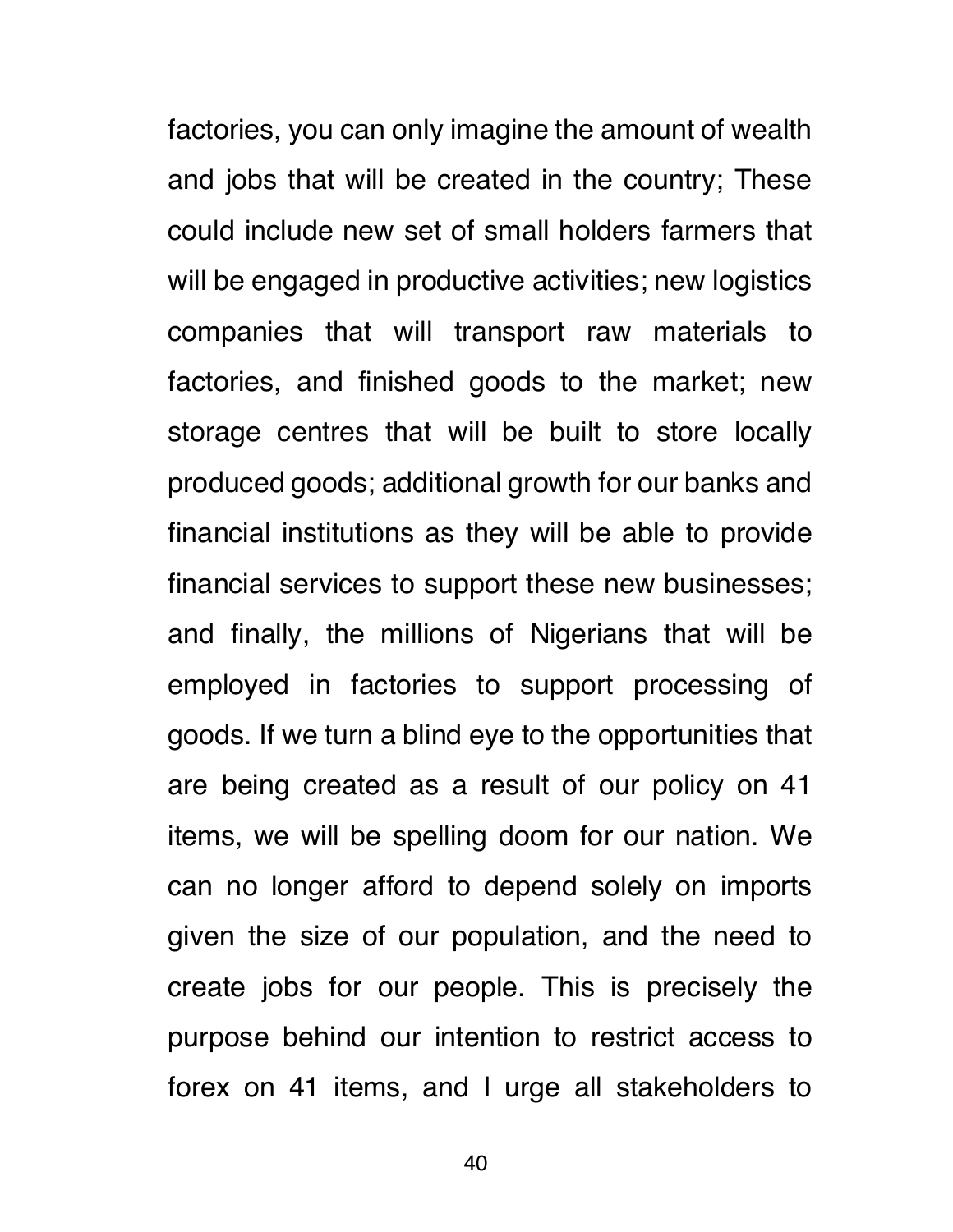factories, you can only imagine the amount of wealth and jobs that will be created in the country; These could include new set of small holders farmers that will be engaged in productive activities; new logistics companies that will transport raw materials to factories, and finished goods to the market; new storage centres that will be built to store locally produced goods; additional growth for our banks and financial institutions as they will be able to provide financial services to support these new businesses; and finally, the millions of Nigerians that will be employed in factories to support processing of goods. If we turn a blind eye to the opportunities that are being created as a result of our policy on 41 items, we will be spelling doom for our nation. We can no longer afford to depend solely on imports given the size of our population, and the need to create jobs for our people. This is precisely the purpose behind our intention to restrict access to forex on 41 items, and I urge all stakeholders to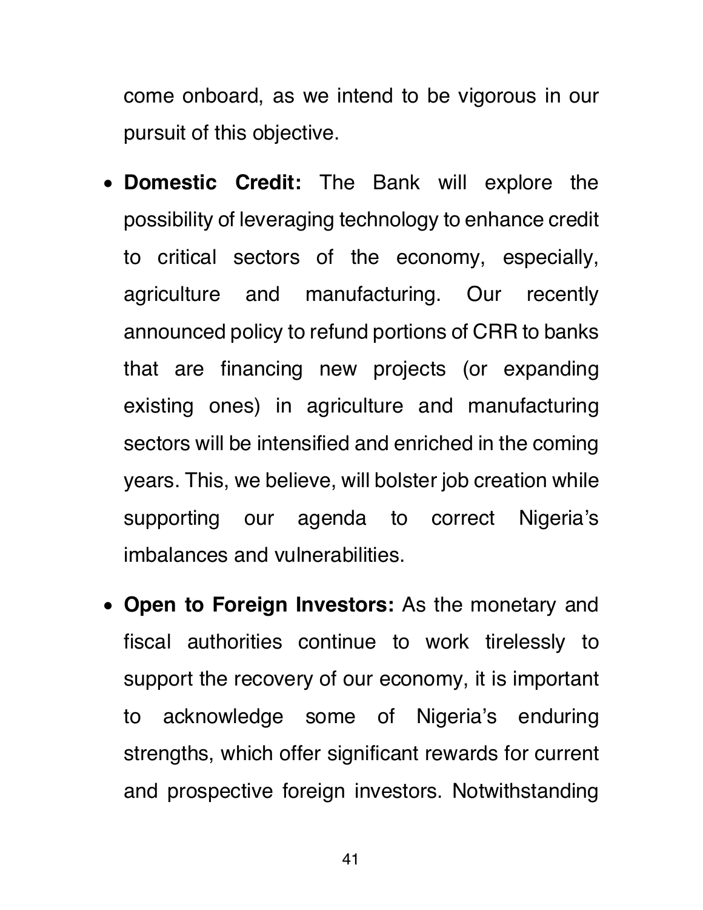come onboard, as we intend to be vigorous in our pursuit of this objective.

- **Domestic Credit:** The Bank will explore the possibility of leveraging technology to enhance credit to critical sectors of the economy, especially, agriculture and manufacturing. Our recently announced policy to refund portions of CRR to banks that are financing new projects (or expanding existing ones) in agriculture and manufacturing sectors will be intensified and enriched in the coming years. This, we believe, will bolster job creation while supporting our agenda to correct Nigeria's imbalances and vulnerabilities.

- **Open to Foreign Investors:** As the monetary and fiscal authorities continue to work tirelessly to support the recovery of our economy, it is important to acknowledge some of Nigeria's enduring strengths, which offer significant rewards for current and prospective foreign investors. Notwithstanding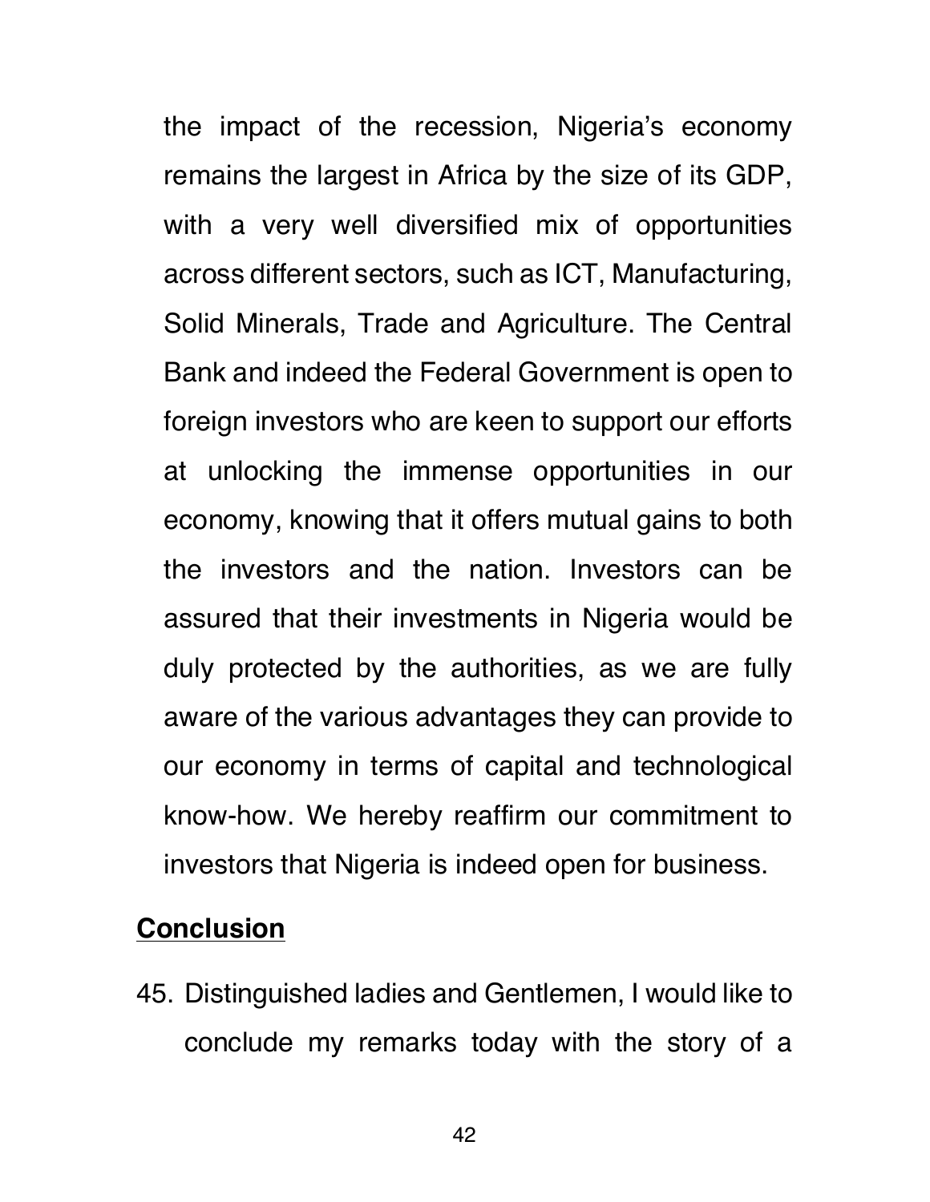the impact of the recession, Nigeria's economy remains the largest in Africa by the size of its GDP, with a very well diversified mix of opportunities across different sectors, such as ICT, Manufacturing, Solid Minerals, Trade and Agriculture. The Central Bank and indeed the Federal Government is open to foreign investors who are keen to support our efforts at unlocking the immense opportunities in our economy, knowing that it offers mutual gains to both the investors and the nation. Investors can be assured that their investments in Nigeria would be duly protected by the authorities, as we are fully aware of the various advantages they can provide to our economy in terms of capital and technological know-how. We hereby reaffirm our commitment to investors that Nigeria is indeed open for business.

## Conclusion

45. Distinguished ladies and Gentlemen, I would like to conclude my remarks today with the story of a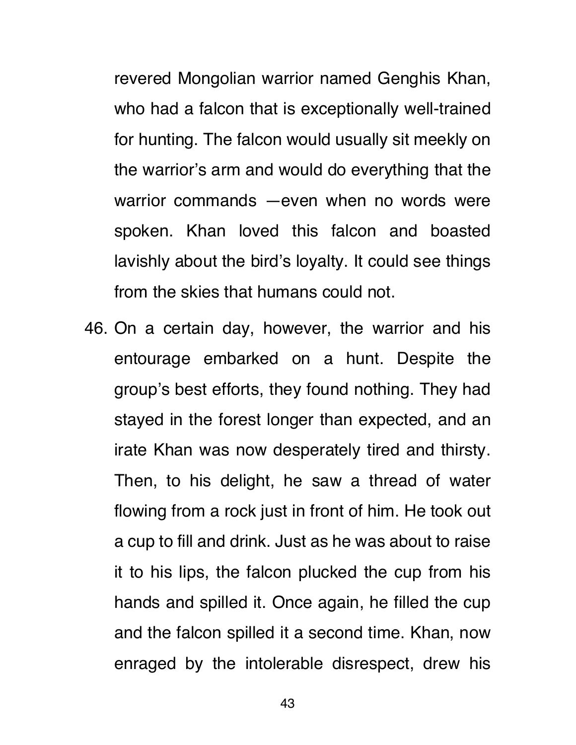revered Mongolian warrior named Genghis Khan, who had a falcon that is exceptionally well-trained for hunting. The falcon would usually sit meekly on the warrior's arm and would do everything that the warrior commands —even when no words were spoken. Khan loved this falcon and boasted lavishly about the bird's loyalty. It could see things from the skies that humans could not.

46. On a certain day, however, the warrior and his entourage embarked on a hunt. Despite the group's best efforts, they found nothing. They had stayed in the forest longer than expected, and an irate Khan was now desperately tired and thirsty. Then, to his delight, he saw a thread of water flowing from a rock just in front of him. He took out a cup to fill and drink. Just as he was about to raise it to his lips, the falcon plucked the cup from his hands and spilled it. Once again, he filled the cup and the falcon spilled it a second time. Khan, now enraged by the intolerable disrespect, drew his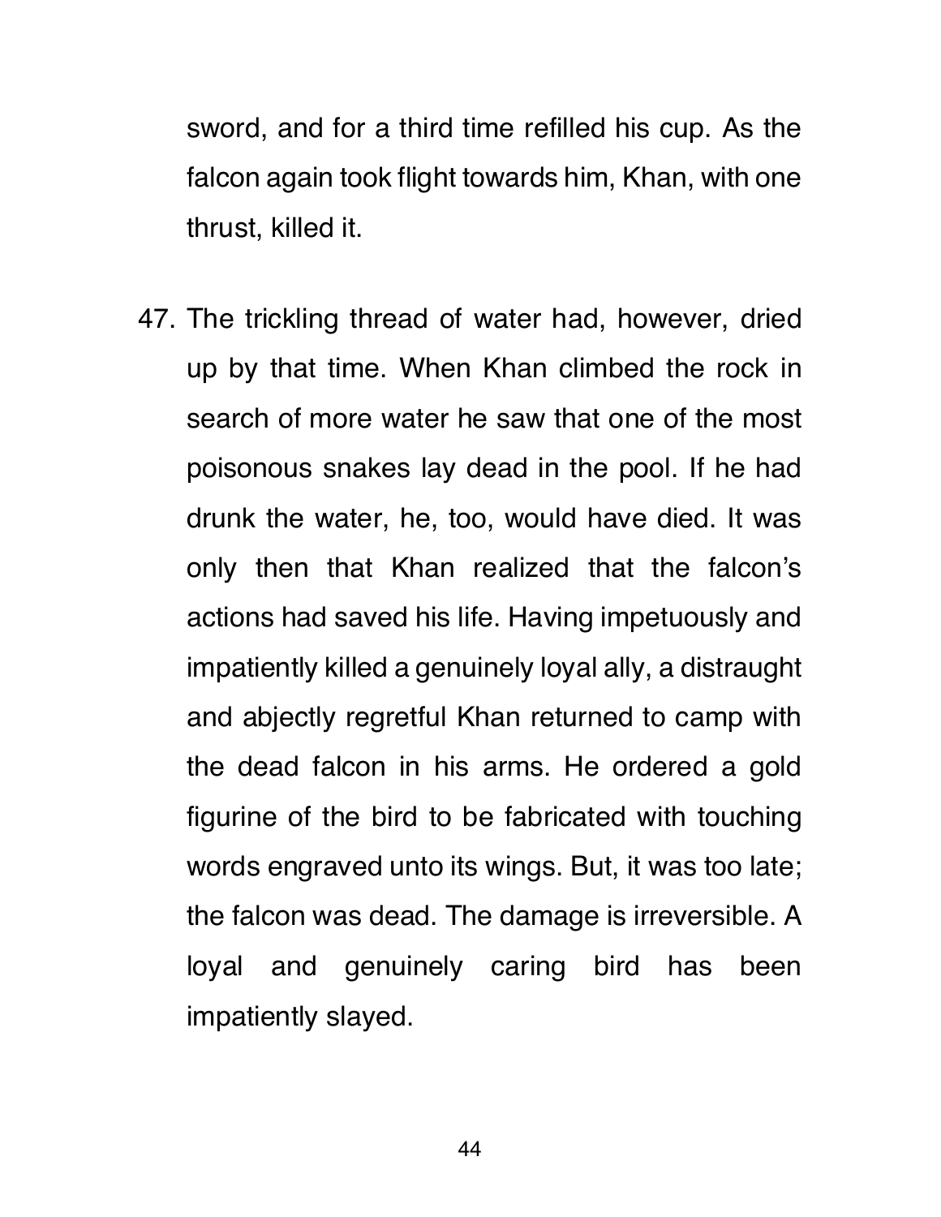sword, and for a third time refilled his cup. As the falcon again took flight towards him, Khan, with one thrust, killed it.

47. The trickling thread of water had, however, dried up by that time. When Khan climbed the rock in search of more water he saw that one of the most poisonous snakes lay dead in the pool. If he had drunk the water, he, too, would have died. It was only then that Khan realized that the falcon's actions had saved his life. Having impetuously and impatiently killed a genuinely loyal ally, a distraught and abjectly regretful Khan returned to camp with the dead falcon in his arms. He ordered a gold figurine of the bird to be fabricated with touching words engraved unto its wings. But, it was too late; the falcon was dead. The damage is irreversible. A loyal and genuinely caring bird has been impatiently slayed.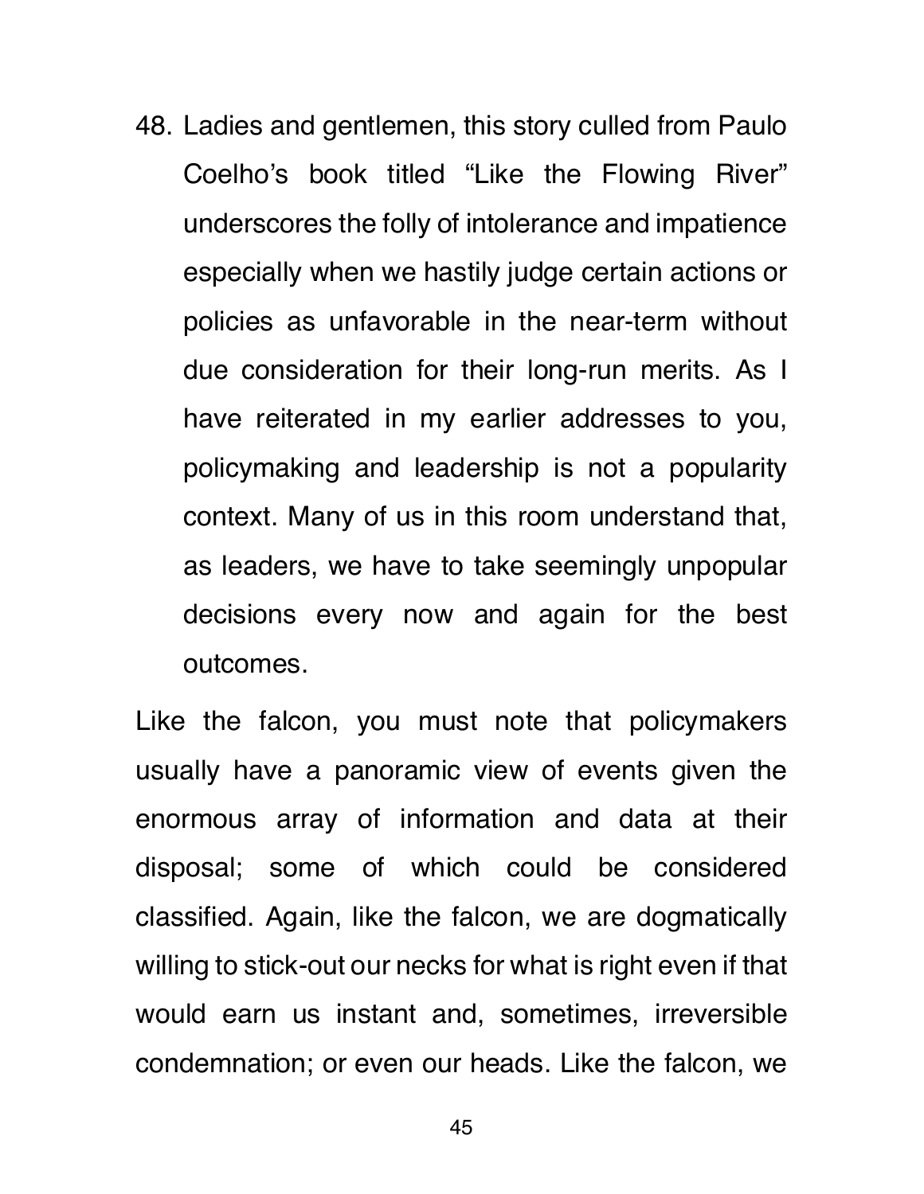48. Ladies and gentlemen, this story culled from Paulo Coelho's book titled "Like the Flowing River" underscores the folly of intolerance and impatience especially when we hastily judge certain actions or policies as unfavorable in the near-term without due consideration for their long-run merits. As I have reiterated in my earlier addresses to you, policymaking and leadership is not a popularity context. Many of us in this room understand that, as leaders, we have to take seemingly unpopular decisions every now and again for the best outcomes.

Like the falcon, you must note that policymakers usually have a panoramic view of events given the enormous array of information and data at their disposal; some of which could be considered classified. Again, like the falcon, we are dogmatically willing to stick-out our necks for what is right even if that would earn us instant and, sometimes, irreversible condemnation; or even our heads. Like the falcon, we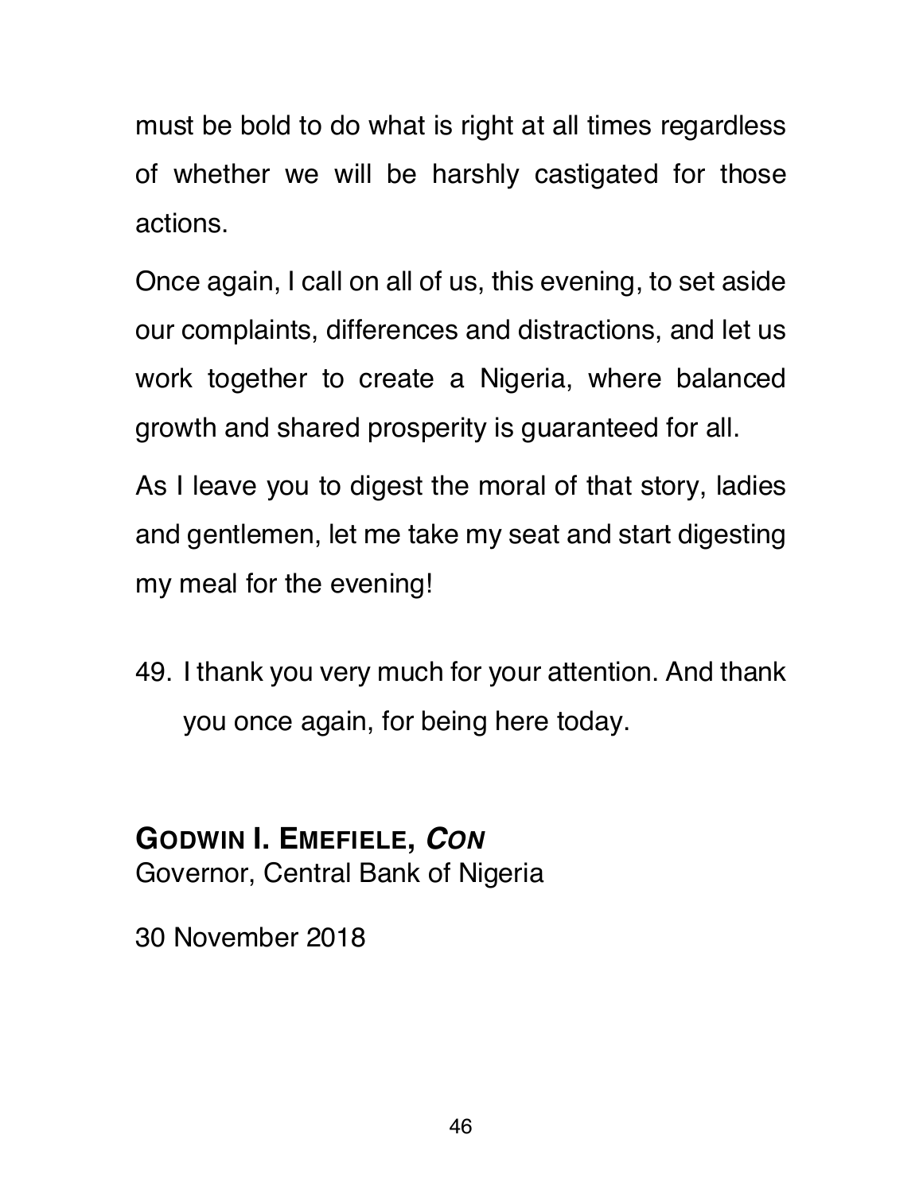must be bold to do what is right at all times regardless of whether we will be harshly castigated for those actions.

Once again, I call on all of us, this evening, to set aside our complaints, differences and distractions, and let us work together to create a Nigeria, where balanced growth and shared prosperity is guaranteed for all.

As I leave you to digest the moral of that story, ladies and gentlemen, let me take my seat and start digesting my meal for the evening!

49. I thank you very much for your attention. And thank you once again, for being here today.

**GODWIN I. EMEFIELE, *CON***
Governor, Central Bank of Nigeria

30 November 2018